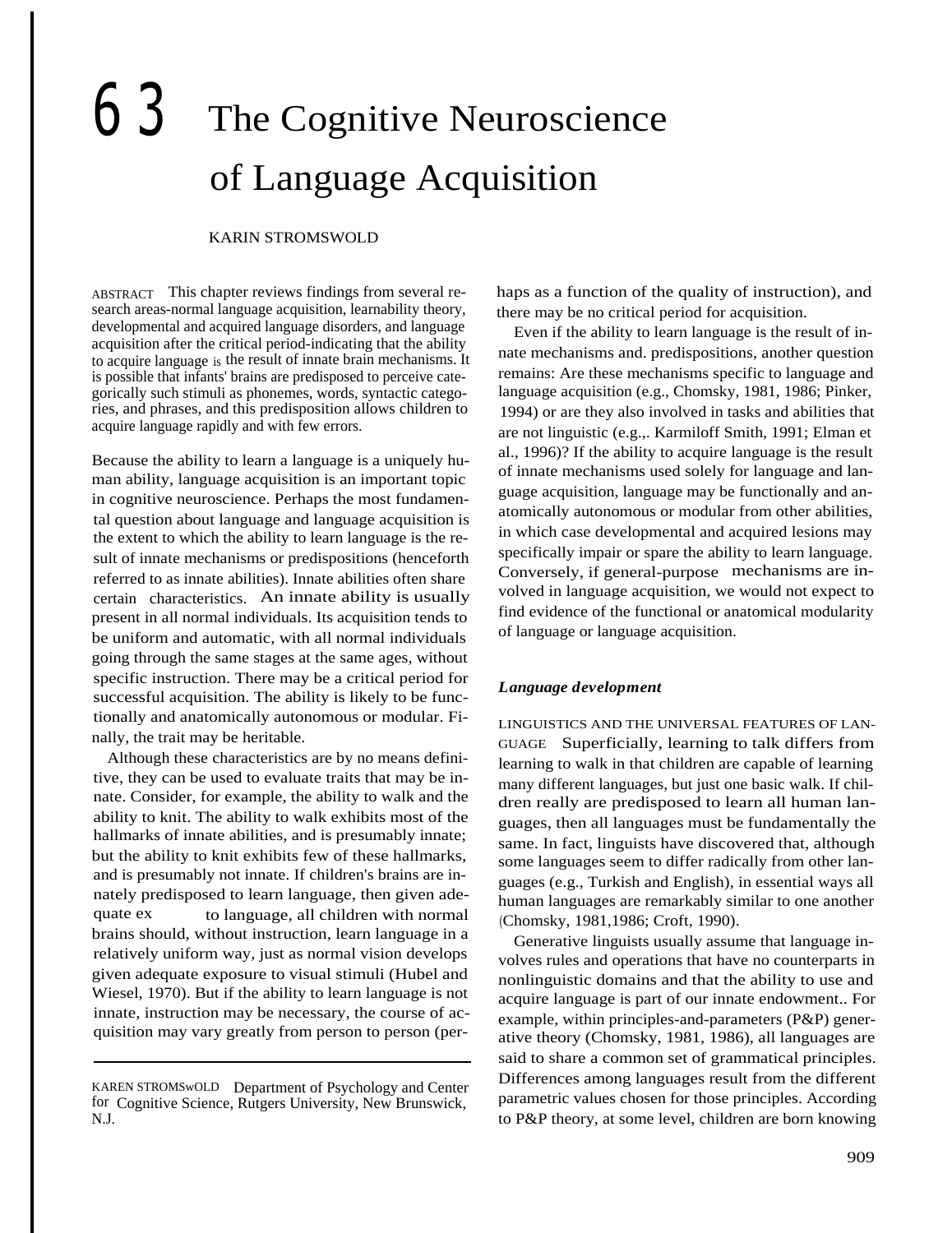# 63 The Cognitive Neuroscience of Language Acquisition

KAREN STROMSWOLD

ABSTRACT This chapter reviews findings from several research areas-normal language acquisition, learnability theory, developmental and acquired language disorders, and language acquisition after the critical period-indicating that the ability to acquire language is the result of innate brain mechanisms. It is possible that infants' brains are predisposed to perceive categorically such stimuli as phonemes, words, syntactic categories, and phrases, and this predisposition allows children to acquire language rapidly and with few errors.

Because the ability to learn a language is a uniquely human ability, language acquisition is an important topic in cognitive neuroscience. Perhaps the most fundamental question about language and language acquisition is the extent to which the ability to learn language is the result of innate mechanisms or predispositions (henceforth referred to as innate abilities). Innate abilities often share certain characteristics. An innate ability is usually present in all normal individuals. Its acquisition tends to be uniform and automatic, with all normal individuals going through the same stages at the same ages, without specific instruction. There may be a critical period for successful acquisition. The ability is likely to be functionally and anatomically autonomous or modular. Finally, the trait may be heritable.

Although these characteristics are by no means definitive, they can be used to evaluate traits that may be innate. Consider, for example, the ability to walk and the ability to knit. The ability to walk exhibits most of the hallmarks of innate abilities, and is presumably innate; but the ability to knit exhibits few of these hallmarks, and is presumably not innate. If children's brains are innately predisposed to learn language, then given adequate ex to language, all children with normal brains should, without instruction, learn language in a relatively uniform way, just as normal vision develops given adequate exposure to visual stimuli (Hubel and Wiesel, 1970). But if the ability to learn language is not innate, instruction may be necessary, the course of acquisition may vary greatly from person to person (perhaps as a function of the quality of instruction), and there may be no critical period for acquisition.

Even if the ability to learn language is the result of innate mechanisms and. predispositions, another question remains: Are these mechanisms specific to language and language acquisition (e.g., Chomsky, 1981, 1986; Pinker, 1994) or are they also involved in tasks and abilities that are not linguistic (e.g.,. Karmiloff Smith, 1991; Elman et al., 1996)? If the ability to acquire language is the result of innate mechanisms used solely for language and language acquisition, language may be functionally and anatomically autonomous or modular from other abilities, in which case developmental and acquired lesions may specifically impair or spare the ability to learn language. Conversely, if general-purpose mechanisms are involved in language acquisition, we would not expect to find evidence of the functional or anatomical modularity of language or language acquisition.

KAREN STROMSWOLD Department of Psychology and Center for Cognitive Science, Rutgers University, New Brunswick, N.J.

### *Language development*

LINGUISTICS AND THE UNIVERSAL FEATURES OF LANGUAGE Superficially, learning to talk differs from learning to walk in that children are capable of learning many different languages, but just one basic walk. If children really are predisposed to learn all human languages, then all languages must be fundamentally the same. In fact, linguists have discovered that, although some languages seem to differ radically from other languages (e.g., Turkish and English), in essential ways all human languages are remarkably similar to one another (Chomsky, 1981,1986; Croft, 1990).

Generative linguists usually assume that language involves rules and operations that have no counterparts in nonlinguistic domains and that the ability to use and acquire language is part of our innate endowment.. For example, within principles-and-parameters (P&P) generative theory (Chomsky, 1981, 1986), all languages are said to share a common set of grammatical principles. Differences among languages result from the different parametric values chosen for those principles. According to P&P theory, at some level, children are born knowing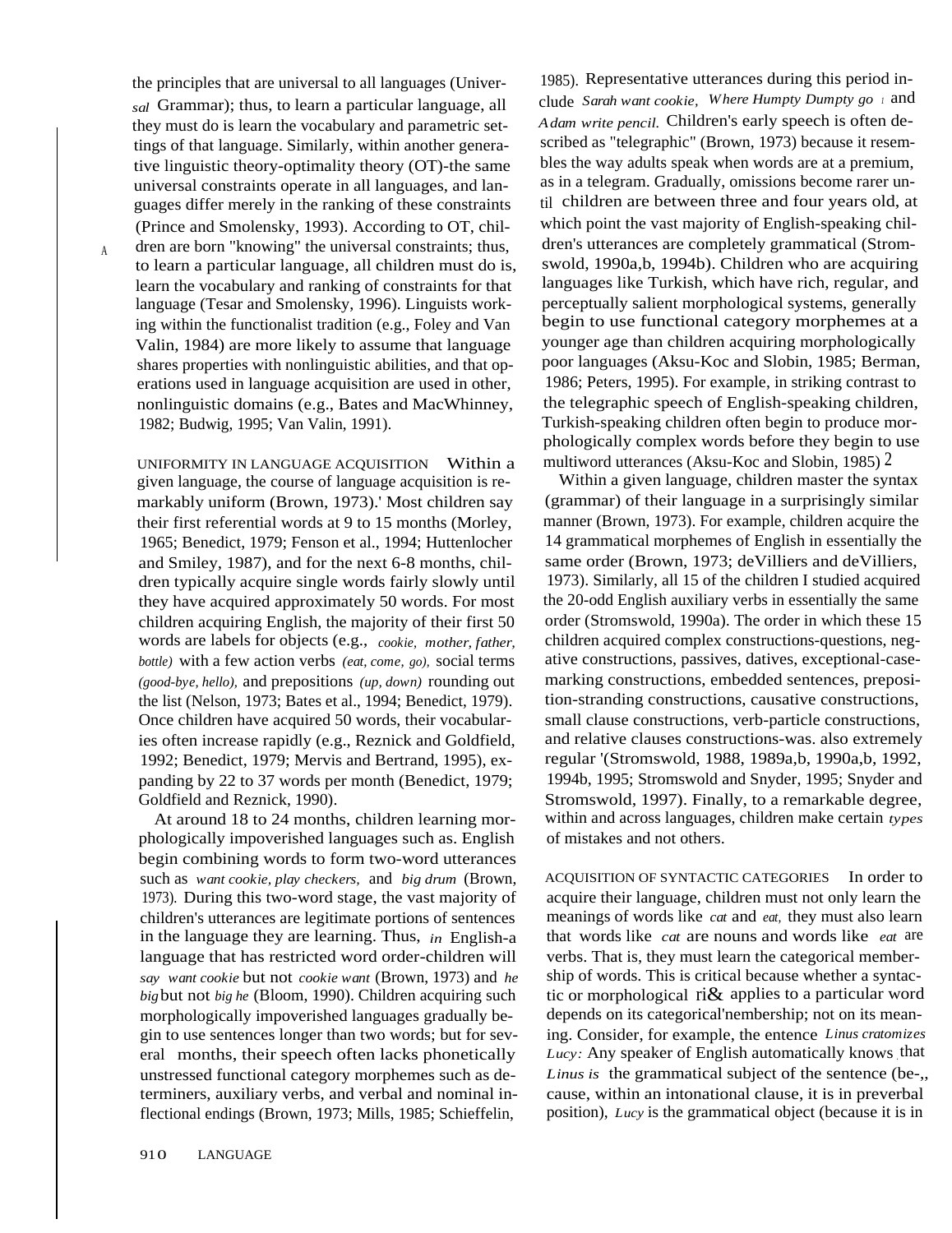the principles that are universal to all languages (Universal Grammar); thus, to learn a particular language, all they must do is learn the vocabulary and parametric settings of that language. Similarly, within another generative linguistic theory-optimality theory (OT)-the same universal constraints operate in all languages, and languages differ merely in the ranking of these constraints (Prince and Smolensky, 1993). According to OT, children are born "knowing" the universal constraints; thus, to learn a particular language, all children must do is, learn the vocabulary and ranking of constraints for that language (Tesar and Smolensky, 1996). Linguists working within the functionalist tradition (e.g., Foley and Van Valin, 1984) are more likely to assume that language shares properties with nonlinguistic abilities, and that operations used in language acquisition are used in other, nonlinguistic domains (e.g., Bates and MacWhinney, 1982; Budwig, 1995; Van Valin, 1991).

UNIFORMITY IN LANGUAGE ACQUISITION Within a given language, the course of language acquisition is remarkably uniform (Brown, 1973).' Most children say their first referential words at 9 to 15 months (Morley, 1965; Benedict, 1979; Fenson et al., 1994; Huttenlocher and Smiley, 1987), and for the next 6-8 months, children typically acquire single words fairly slowly until they have acquired approximately 50 words. For most children acquiring English, the majority of their first 50 words are labels for objects (e.g., *cookie, mother, father, bottle)* with a few action verbs *(eat, come, go),* social terms *(good-bye, hello),* and prepositions *(up, down)* rounding out the list (Nelson, 1973; Bates et al., 1994; Benedict, 1979). Once children have acquired 50 words, their vocabularies often increase rapidly (e.g., Reznick and Goldfield, 1992; Benedict, 1979; Mervis and Bertrand, 1995), expanding by 22 to 37 words per month (Benedict, 1979; Goldfield and Reznick, 1990).

At around 18 to 24 months, children learning morphologically impoverished languages such as. English begin combining words to form two-word utterances such as *want cookie, play checkers,* and *big drum* (Brown, 1973). During this two-word stage, the vast majority of children's utterances are legitimate portions of sentences in the language they are learning. Thus, *in* English-a language that has restricted word order-children will say *want cookie* but not *cookie want* (Brown, 1973) and *he big* but not *big he* (Bloom, 1990). Children acquiring such morphologically impoverished languages gradually begin to use sentences longer than two words; but for several months, their speech often lacks phonetically unstressed functional category morphemes such as determiners, auxiliary verbs, and verbal and nominal inflectional endings (Brown, 1973; Mills, 1985; Schieffelin, 1985). Representative utterances during this period include *Sarah want cookie, Where Humpty Dumpty go* and *Adam write pencil.* Children's early speech is often described as "telegraphic" (Brown, 1973) because it resembles the way adults speak when words are at a premium, as in a telegram. Gradually, omissions become rarer until children are between three and four years old, at which point the vast majority of English-speaking children's utterances are completely grammatical (Stromswold, 1990a,b, 1994b). Children who are acquiring languages like Turkish, which have rich, regular, and perceptually salient morphological systems, generally begin to use functional category morphemes at a younger age than children acquiring morphologically poor languages (Aksu-Koc and Slobin, 1985; Berman, 1986; Peters, 1995). For example, in striking contrast to the telegraphic speech of English-speaking children, Turkish-speaking children often begin to produce morphologically complex words before they begin to use multiword utterances (Aksu-Koc and Slobin, 1985) 2

Within a given language, children master the syntax (grammar) of their language in a surprisingly similar manner (Brown, 1973). For example, children acquire the 14 grammatical morphemes of English in essentially the same order (Brown, 1973; deVilliers and deVilliers, 1973). Similarly, all 15 of the children I studied acquired the 20-odd English auxiliary verbs in essentially the same order (Stromswold, 1990a). The order in which these 15 children acquired complex constructions-questions, negative constructions, passives, datives, exceptional-case-marking constructions, embedded sentences, preposition-stranding constructions, causative constructions, small clause constructions, verb-particle constructions, and relative clauses constructions-was. also extremely regular '(Stromswold, 1988, 1989a,b, 1990a,b, 1992, 1994b, 1995; Stromswold and Snyder, 1995; Snyder and Stromswold, 1997). Finally, to a remarkable degree, within and across languages, children make certain *types* of mistakes and not others.

ACQUISITION OF SYNTACTIC CATEGORIES In order to acquire their language, children must not only learn the meanings of words like *cat* and *eat,* they must also learn that words like *cat* are nouns and words like *eat* are verbs. That is, they must learn the categorical membership of words. This is critical because whether a syntactic or morphological ri& applies to a particular word depends on its categorical'nembership; not on its meaning. Consider, for example, the entence *Linus cratomizes Lucy:* Any speaker of English automatically knows that *Linus is* the grammatical subject of the sentence (because, within an intonational clause, it is in preverbal position), *Lucy* is the grammatical object (because it is in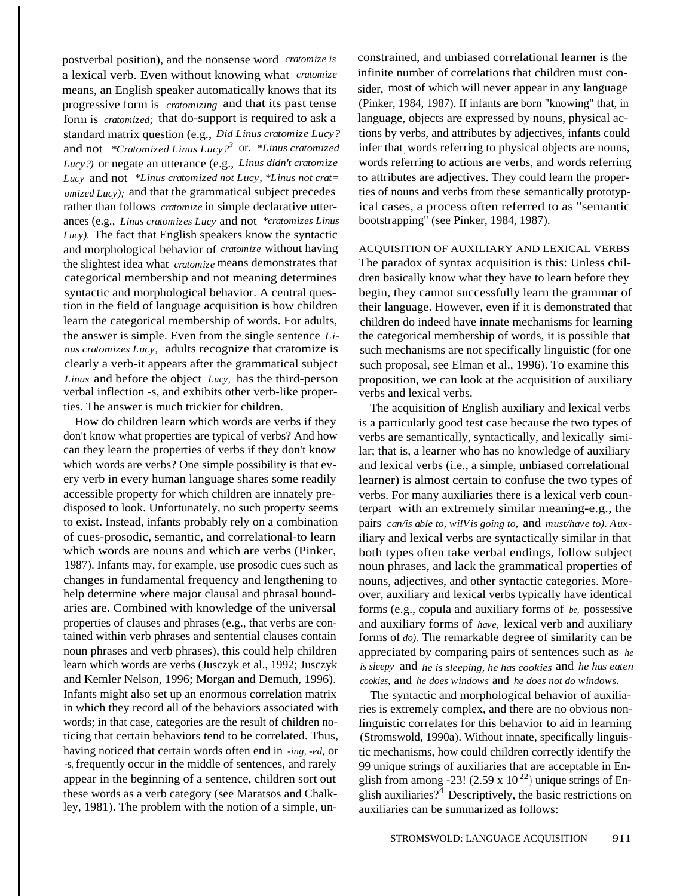postverbal position), and the nonsense word *cratomize is* a lexical verb. Even without knowing what *cratomize* means, an English speaker automatically knows that its progressive form is *cratomizing* and that its past tense form is *cratomized;* that do-support is required to ask a standard matrix question (e.g., *Did Linus cratomize Lucy?* and not *\*Cratomized Linus Lucy?*[3] or. *\*Linus cratomized Lucy?)* or negate an utterance (e.g., *Linus didn't cratomize Lucy* and not *\*Linus cratomized not Lucy, \*Linus not crat= omized Lucy);* and that the grammatical subject precedes rather than follows *cratomize* in simple declarative utterances (e.g., *Linus cratomizes Lucy* and not *\*cratomizes Linus Lucy).* The fact that English speakers know the syntactic and morphological behavior of *cratomize* without having the slightest idea what *cratomize* means demonstrates that categorical membership and not meaning determines syntactic and morphological behavior. A central question in the field of language acquisition is how children learn the categorical membership of words. For adults, the answer is simple. Even from the single sentence *Linus cratomizes Lucy,* adults recognize that cratomize is clearly a verb-it appears after the grammatical subject *Linus* and before the object *Lucy,* has the third-person verbal inflection -s, and exhibits other verb-like properties. The answer is much trickier for children.

How do children learn which words are verbs if they don't know what properties are typical of verbs? And how can they learn the properties of verbs if they don't know which words are verbs? One simple possibility is that every verb in every human language shares some readily accessible property for which children are innately predisposed to look. Unfortunately, no such property seems to exist. Instead, infants probably rely on a combination of cues-prosodic, semantic, and correlational-to learn which words are nouns and which are verbs (Pinker, 1987). Infants may, for example, use prosodic cues such as changes in fundamental frequency and lengthening to help determine where major clausal and phrasal boundaries are. Combined with knowledge of the universal properties of clauses and phrases (e.g., that verbs are contained within verb phrases and sentential clauses contain noun phrases and verb phrases), this could help children learn which words are verbs (Jusczyk et al., 1992; Jusczyk and Kemler Nelson, 1996; Morgan and Demuth, 1996). Infants might also set up an enormous correlation matrix in which they record all of the behaviors associated with words; in that case, categories are the result of children noticing that certain behaviors tend to be correlated. Thus, having noticed that certain words often end in *-ing, -ed,* or *-s,* frequently occur in the middle of sentences, and rarely appear in the beginning of a sentence, children sort out these words as a verb category (see Maratsos and Chalkley, 1981). The problem with the notion of a simple, unconstrained, and unbiased correlational learner is the infinite number of correlations that children must consider, most of which will never appear in any language (Pinker, 1984, 1987). If infants are born "knowing" that, in language, objects are expressed by nouns, physical actions by verbs, and attributes by adjectives, infants could infer that words referring to physical objects are nouns, words referring to actions are verbs, and words referring to attributes are adjectives. They could learn the properties of nouns and verbs from these semantically prototypical cases, a process often referred to as "semantic bootstrapping" (see Pinker, 1984, 1987).

## ACQUISITION OF AUXILIARY AND LEXICAL VERBS

The paradox of syntax acquisition is this: Unless children basically know what they have to learn before they begin, they cannot successfully learn the grammar of their language. However, even if it is demonstrated that children do indeed have innate mechanisms for learning the categorical membership of words, it is possible that such mechanisms are not specifically linguistic (for one such proposal, see Elman et al., 1996). To examine this proposition, we can look at the acquisition of auxiliary verbs and lexical verbs.

The acquisition of English auxiliary and lexical verbs is a particularly good test case because the two types of verbs are semantically, syntactically, and lexically similar; that is, a learner who has no knowledge of auxiliary and lexical verbs (i.e., a simple, unbiased correlational learner) is almost certain to confuse the two types of verbs. For many auxiliaries there is a lexical verb counterpart with an extremely similar meaning-e.g., the pairs *can/is able to, wil/is going to,* and *must/have to). Auxiliary* and lexical verbs are syntactically similar in that both types often take verbal endings, follow subject noun phrases, and lack the grammatical properties of nouns, adjectives, and other syntactic categories. Moreover, auxiliary and lexical verbs typically have identical forms (e.g., copula and auxiliary forms of *be,* possessive and auxiliary forms of *have,* lexical verb and auxiliary forms of *do).* The remarkable degree of similarity can be appreciated by comparing pairs of sentences such as *he is sleepy* and *he is sleeping, he has cookies* and *he has eaten cookies,* and *he does windows* and *he does not do windows.*

The syntactic and morphological behavior of auxiliaries is extremely complex, and there are no obvious nonlinguistic correlates for this behavior to aid in learning (Stromswold, 1990a). Without innate, specifically linguistic mechanisms, how could children correctly identify the 99 unique strings of auxiliaries that are acceptable in English from among -23! ($2.59 \times 10^{22}$) unique strings of English auxiliaries?[4] Descriptively, the basic restrictions on auxiliaries can be summarized as follows: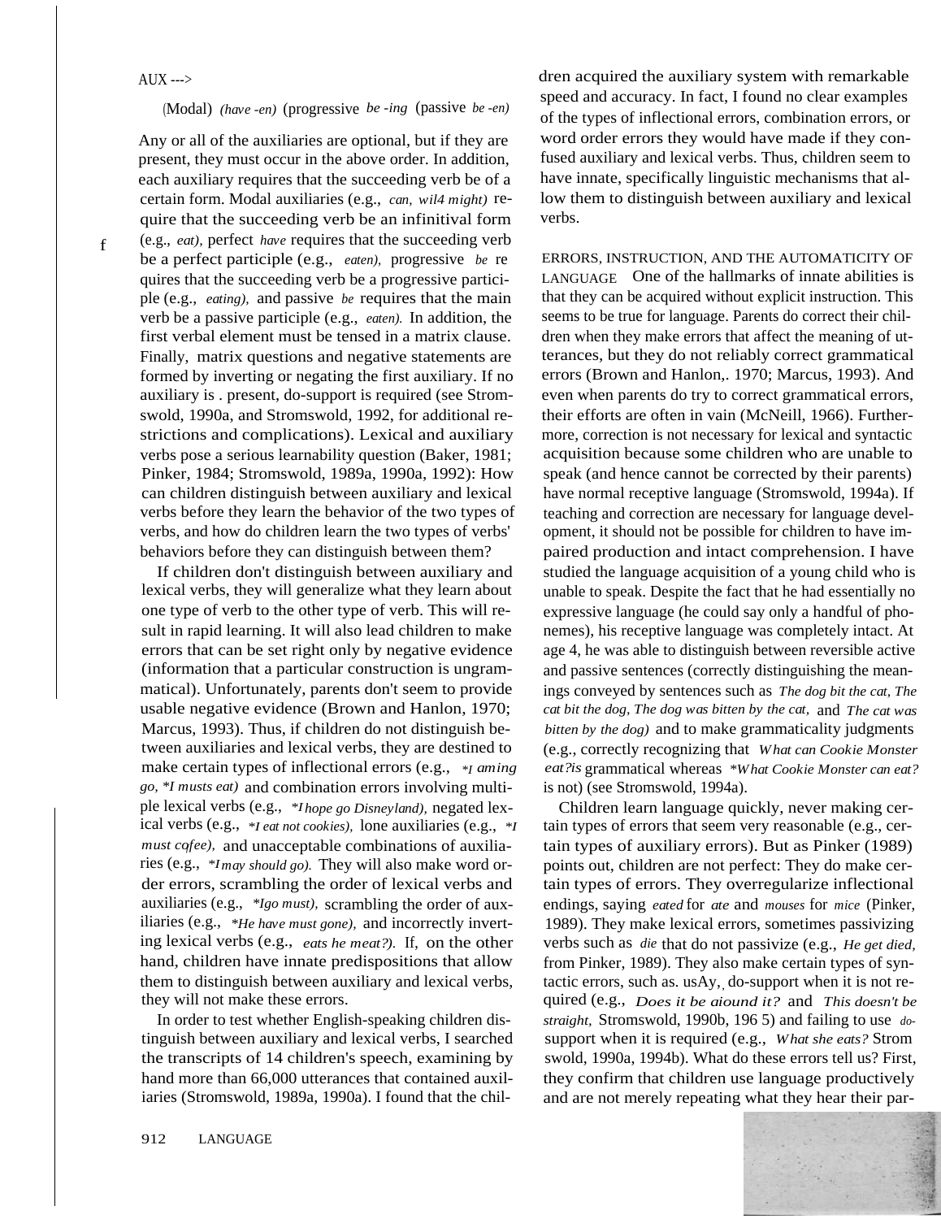AUX --->

(Modal) *(have -en)* (progressive *be -ing* (passive *be -en)*

Any or all of the auxiliaries are optional, but if they are present, they must occur in the above order. In addition, each auxiliary requires that the succeeding verb be of a certain form. Modal auxiliaries (e.g., *can, wil4 might)* require that the succeeding verb be an infinitival form (e.g., *eat),* perfect *have* requires that the succeeding verb be a perfect participle (e.g., *eaten),* progressive *be* requires that the succeeding verb be a progressive participle (e.g., *eating),* and passive *be* requires that the main verb be a passive participle (e.g., *eaten).* In addition, the first verbal element must be tensed in a matrix clause. Finally, matrix questions and negative statements are formed by inverting or negating the first auxiliary. If no auxiliary is . present, do-support is required (see Stromswold, 1990a, and Stromswold, 1992, for additional restrictions and complications). Lexical and auxiliary verbs pose a serious learnability question (Baker, 1981; Pinker, 1984; Stromswold, 1989a, 1990a, 1992): How can children distinguish between auxiliary and lexical verbs before they learn the behavior of the two types of verbs, and how do children learn the two types of verbs' behaviors before they can distinguish between them?

If children don't distinguish between auxiliary and lexical verbs, they will generalize what they learn about one type of verb to the other type of verb. This will result in rapid learning. It will also lead children to make errors that can be set right only by negative evidence (information that a particular construction is ungrammatical). Unfortunately, parents don't seem to provide usable negative evidence (Brown and Hanlon, 1970; Marcus, 1993). Thus, if children do not distinguish between auxiliaries and lexical verbs, they are destined to make certain types of inflectional errors (e.g., *\*I aming go, \*I musts eat)* and combination errors involving multiple lexical verbs (e.g., *\*I hope go Disneyland),* negated lexical verbs (e.g., *\*I eat not cookies),* lone auxiliaries (e.g., *\*I must cofee),* and unacceptable combinations of auxiliaries (e.g., *\*I may should go).* They will also make word order errors, scrambling the order of lexical verbs and auxiliaries (e.g., *\*Igo must),* scrambling the order of auxiliaries (e.g., *\*He have must gone),* and incorrectly inverting lexical verbs (e.g., *eats he meat?).* If, on the other hand, children have innate predispositions that allow them to distinguish between auxiliary and lexical verbs, they will not make these errors.

In order to test whether English-speaking children distinguish between auxiliary and lexical verbs, I searched the transcripts of 14 children's speech, examining by hand more than 66,000 utterances that contained auxiliaries (Stromswold, 1989a, 1990a). I found that the children acquired the auxiliary system with remarkable speed and accuracy. In fact, I found no clear examples of the types of inflectional errors, combination errors, or word order errors they would have made if they confused auxiliary and lexical verbs. Thus, children seem to have innate, specifically linguistic mechanisms that allow them to distinguish between auxiliary and lexical verbs.

ERRORS, INSTRUCTION, AND THE AUTOMATICITY OF LANGUAGE One of the hallmarks of innate abilities is that they can be acquired without explicit instruction. This seems to be true for language. Parents do correct their children when they make errors that affect the meaning of utterances, but they do not reliably correct grammatical errors (Brown and Hanlon,. 1970; Marcus, 1993). And even when parents do try to correct grammatical errors, their efforts are often in vain (McNeill, 1966). Furthermore, correction is not necessary for lexical and syntactic acquisition because some children who are unable to speak (and hence cannot be corrected by their parents) have normal receptive language (Stromswold, 1994a). If teaching and correction are necessary for language development, it should not be possible for children to have impaired production and intact comprehension. I have studied the language acquisition of a young child who is unable to speak. Despite the fact that he had essentially no expressive language (he could say only a handful of phonemes), his receptive language was completely intact. At age 4, he was able to distinguish between reversible active and passive sentences (correctly distinguishing the meanings conveyed by sentences such as *The dog bit the cat, The cat bit the dog, The dog was bitten by the cat,* and *The cat was bitten by the dog)* and to make grammaticality judgments (e.g., correctly recognizing that *What can Cookie Monster eat?is* grammatical whereas *\*What Cookie Monster can eat?* is not) (see Stromswold, 1994a).

Children learn language quickly, never making certain types of errors that seem very reasonable (e.g., certain types of auxiliary errors). But as Pinker (1989) points out, children are not perfect: They do make certain types of errors. They overregularize inflectional endings, saying *eated* for *ate* and *mouses* for *mice* (Pinker, 1989). They make lexical errors, sometimes passivizing verbs such as *die* that do not passivize (e.g., *He get died,* from Pinker, 1989). They also make certain types of syntactic errors, such as. usAy, do-support when it is not required (e.g., *Does it be aiound it?* and *This doesn't be straight,* Stromswold, 1990b, 196 5) and failing to use *do-*support when it is required (e.g., *What she eats?* Strom swold, 1990a, 1994b). What do these errors tell us? First, they confirm that children use language productively and are not merely repeating what they hear their par-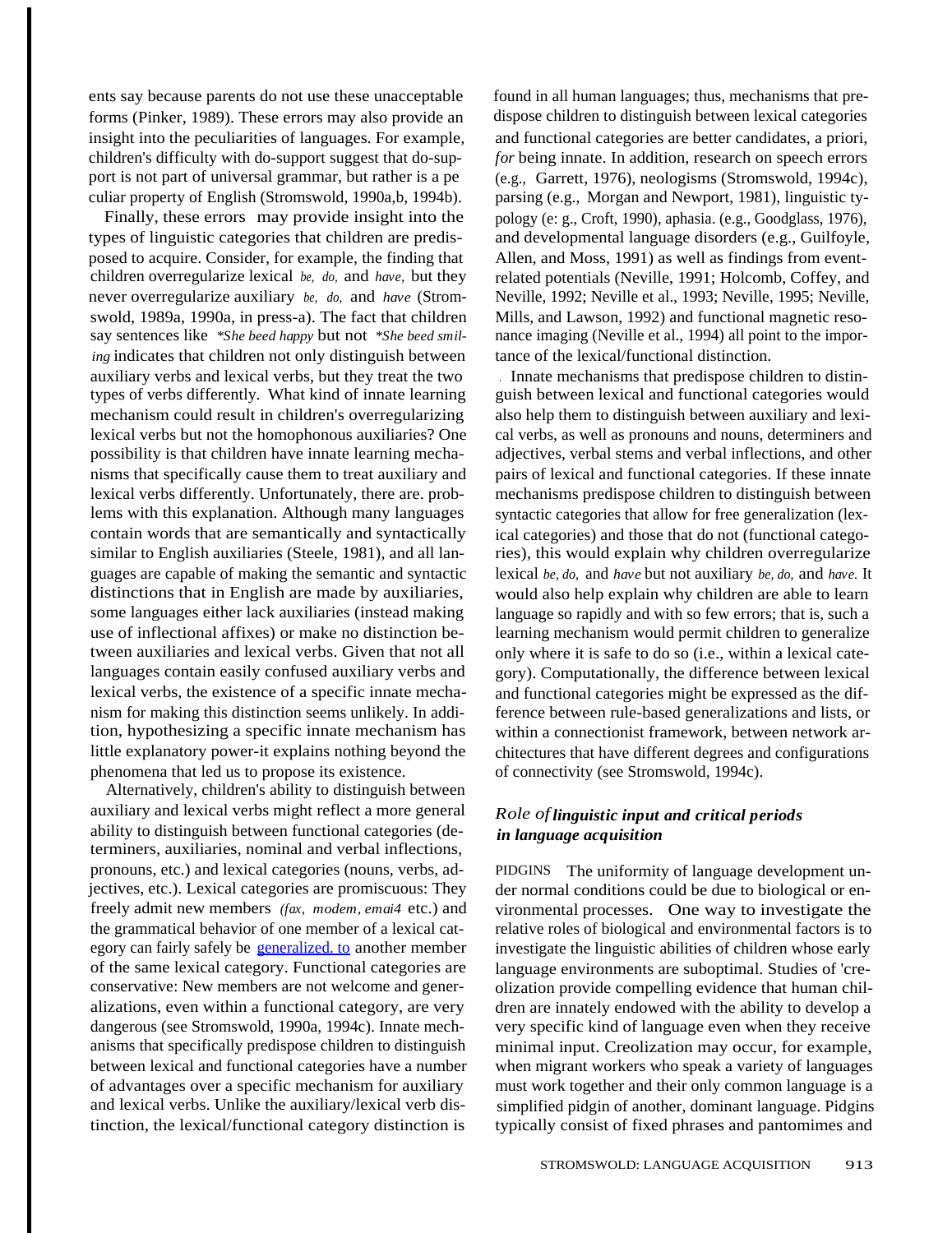ents say because parents do not use these unacceptable forms (Pinker, 1989). These errors may also provide an insight into the peculiarities of languages. For example, children's difficulty with do-support suggest that do-support is not part of universal grammar, but rather is a peculiar property of English (Stromswold, 1990a,b, 1994b).

Finally, these errors may provide insight into the types of linguistic categories that children are predisposed to acquire. Consider, for example, the finding that children overregularize lexical *be, do,* and *have,* but they never overregularize auxiliary *be, do,* and *have* (Stromswold, 1989a, 1990a, in press-a). The fact that children say sentences like *\*She beed happy* but not *\*She beed smiling* indicates that children not only distinguish between auxiliary verbs and lexical verbs, but they treat the two types of verbs differently. What kind of innate learning mechanism could result in children's overregularizing lexical verbs but not the homophonous auxiliaries? One possibility is that children have innate learning mechanisms that specifically cause them to treat auxiliary and lexical verbs differently. Unfortunately, there are. problems with this explanation. Although many languages contain words that are semantically and syntactically similar to English auxiliaries (Steele, 1981), and all languages are capable of making the semantic and syntactic distinctions that in English are made by auxiliaries, some languages either lack auxiliaries (instead making use of inflectional affixes) or make no distinction between auxiliaries and lexical verbs. Given that not all languages contain easily confused auxiliary verbs and lexical verbs, the existence of a specific innate mechanism for making this distinction seems unlikely. In addition, hypothesizing a specific innate mechanism has little explanatory power-it explains nothing beyond the phenomena that led us to propose its existence.

Alternatively, children's ability to distinguish between auxiliary and lexical verbs might reflect a more general ability to distinguish between functional categories (determiners, auxiliaries, nominal and verbal inflections, pronouns, etc.) and lexical categories (nouns, verbs, adjectives, etc.). Lexical categories are promiscuous: They freely admit new members *(fax, modem, emai4* etc.) and the grammatical behavior of one member of a lexical category can fairly safely be generalized. to another member of the same lexical category. Functional categories are conservative: New members are not welcome and generalizations, even within a functional category, are very dangerous (see Stromswold, 1990a, 1994c). Innate mechanisms that specifically predispose children to distinguish between lexical and functional categories have a number of advantages over a specific mechanism for auxiliary and lexical verbs. Unlike the auxiliary/lexical verb distinction, the lexical/functional category distinction is found in all human languages; thus, mechanisms that predispose children to distinguish between lexical categories and functional categories are better candidates, a priori, *for* being innate. In addition, research on speech errors (e.g., Garrett, 1976), neologisms (Stromswold, 1994c), parsing (e.g., Morgan and Newport, 1981), linguistic typology (e: g., Croft, 1990), aphasia. (e.g., Goodglass, 1976), and developmental language disorders (e.g., Guilfoyle, Allen, and Moss, 1991) as well as findings from event-related potentials (Neville, 1991; Holcomb, Coffey, and Neville, 1992; Neville et al., 1993; Neville, 1995; Neville, Mills, and Lawson, 1992) and functional magnetic resonance imaging (Neville et al., 1994) all point to the importance of the lexical/functional distinction.

Innate mechanisms that predispose children to distinguish between lexical and functional categories would also help them to distinguish between auxiliary and lexical verbs, as well as pronouns and nouns, determiners and adjectives, verbal stems and verbal inflections, and other pairs of lexical and functional categories. If these innate mechanisms predispose children to distinguish between syntactic categories that allow for free generalization (lexical categories) and those that do not (functional categories), this would explain why children overregularize lexical *be, do,* and *have* but not auxiliary *be, do,* and *have.* It would also help explain why children are able to learn language so rapidly and with so few errors; that is, such a learning mechanism would permit children to generalize only where it is safe to do so (i.e., within a lexical category). Computationally, the difference between lexical and functional categories might be expressed as the difference between rule-based generalizations and lists, or within a connectionist framework, between network architectures that have different degrees and configurations of connectivity (see Stromswold, 1994c).

### *Role of* ***linguistic input and critical periods in language acquisition***

PIDGINS The uniformity of language development under normal conditions could be due to biological or environmental processes. One way to investigate the relative roles of biological and environmental factors is to investigate the linguistic abilities of children whose early language environments are suboptimal. Studies of 'creolization provide compelling evidence that human children are innately endowed with the ability to develop a very specific kind of language even when they receive minimal input. Creolization may occur, for example, when migrant workers who speak a variety of languages must work together and their only common language is a simplified pidgin of another, dominant language. Pidgins typically consist of fixed phrases and pantomimes and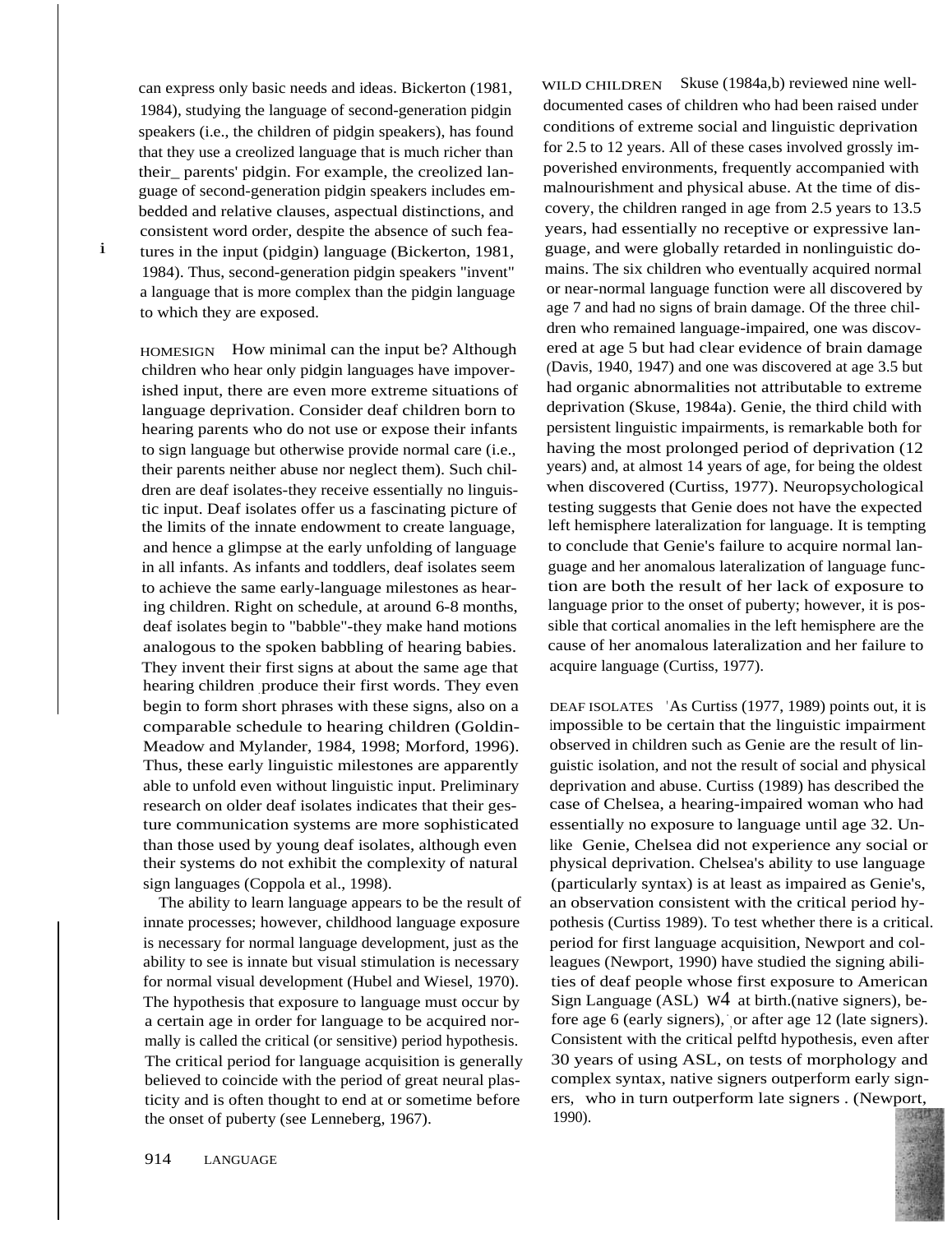can express only basic needs and ideas. Bickerton (1981, 1984), studying the language of second-generation pidgin speakers (i.e., the children of pidgin speakers), has found that they use a creolized language that is much richer than their_ parents' pidgin. For example, the creolized language of second-generation pidgin speakers includes embedded and relative clauses, aspectual distinctions, and consistent word order, despite the absence of such features in the input (pidgin) language (Bickerton, 1981, 1984). Thus, second-generation pidgin speakers "invent" a language that is more complex than the pidgin language to which they are exposed.

HOMESIGN How minimal can the input be? Although children who hear only pidgin languages have impoverished input, there are even more extreme situations of language deprivation. Consider deaf children born to hearing parents who do not use or expose their infants to sign language but otherwise provide normal care (i.e., their parents neither abuse nor neglect them). Such children are deaf isolates-they receive essentially no linguistic input. Deaf isolates offer us a fascinating picture of the limits of the innate endowment to create language, and hence a glimpse at the early unfolding of language in all infants. As infants and toddlers, deaf isolates seem to achieve the same early-language milestones as hearing children. Right on schedule, at around 6-8 months, deaf isolates begin to "babble"-they make hand motions analogous to the spoken babbling of hearing babies. They invent their first signs at about the same age that hearing children produce their first words. They even begin to form short phrases with these signs, also on a comparable schedule to hearing children (Goldin-Meadow and Mylander, 1984, 1998; Morford, 1996). Thus, these early linguistic milestones are apparently able to unfold even without linguistic input. Preliminary research on older deaf isolates indicates that their gesture communication systems are more sophisticated than those used by young deaf isolates, although even their systems do not exhibit the complexity of natural sign languages (Coppola et al., 1998).

The ability to learn language appears to be the result of innate processes; however, childhood language exposure is necessary for normal language development, just as the ability to see is innate but visual stimulation is necessary for normal visual development (Hubel and Wiesel, 1970). The hypothesis that exposure to language must occur by a certain age in order for language to be acquired normally is called the critical (or sensitive) period hypothesis. The critical period for language acquisition is generally believed to coincide with the period of great neural plasticity and is often thought to end at or sometime before the onset of puberty (see Lenneberg, 1967).

WILD CHILDREN Skuse (1984a,b) reviewed nine well-documented cases of children who had been raised under conditions of extreme social and linguistic deprivation for 2.5 to 12 years. All of these cases involved grossly impoverished environments, frequently accompanied with malnourishment and physical abuse. At the time of discovery, the children ranged in age from 2.5 years to 13.5 years, had essentially no receptive or expressive language, and were globally retarded in nonlinguistic domains. The six children who eventually acquired normal or near-normal language function were all discovered by age 7 and had no signs of brain damage. Of the three children who remained language-impaired, one was discovered at age 5 but had clear evidence of brain damage (Davis, 1940, 1947) and one was discovered at age 3.5 but had organic abnormalities not attributable to extreme deprivation (Skuse, 1984a). Genie, the third child with persistent linguistic impairments, is remarkable both for having the most prolonged period of deprivation (12 years) and, at almost 14 years of age, for being the oldest when discovered (Curtiss, 1977). Neuropsychological testing suggests that Genie does not have the expected left hemisphere lateralization for language. It is tempting to conclude that Genie's failure to acquire normal language and her anomalous lateralization of language function are both the result of her lack of exposure to language prior to the onset of puberty; however, it is possible that cortical anomalies in the left hemisphere are the cause of her anomalous lateralization and her failure to acquire language (Curtiss, 1977).

DEAF ISOLATES As Curtiss (1977, 1989) points out, it is impossible to be certain that the linguistic impairment observed in children such as Genie are the result of linguistic isolation, and not the result of social and physical deprivation and abuse. Curtiss (1989) has described the case of Chelsea, a hearing-impaired woman who had essentially no exposure to language until age 32. Unlike Genie, Chelsea did not experience any social or physical deprivation. Chelsea's ability to use language (particularly syntax) is at least as impaired as Genie's, an observation consistent with the critical period hypothesis (Curtiss 1989). To test whether there is a critical period for first language acquisition, Newport and colleagues (Newport, 1990) have studied the signing abilities of deaf people whose first exposure to American Sign Language (ASL) w4 at birth.(native signers), before age 6 (early signers), or after age 12 (late signers). Consistent with the critical pelftd hypothesis, even after 30 years of using ASL, on tests of morphology and complex syntax, native signers outperform early signers, who in turn outperform late signers . (Newport, 1990).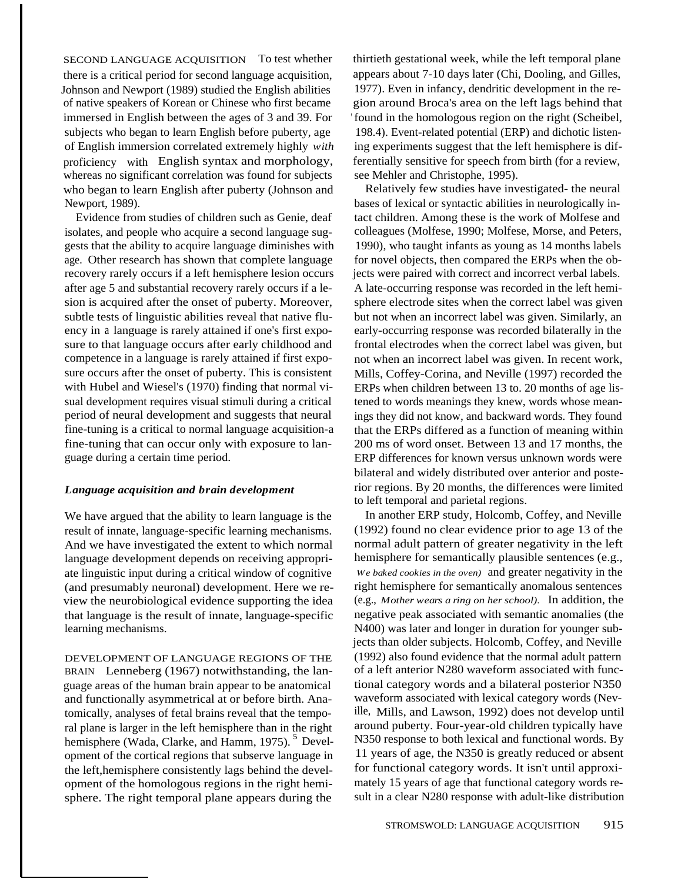SECOND LANGUAGE ACQUISITION To test whether there is a critical period for second language acquisition, Johnson and Newport (1989) studied the English abilities of native speakers of Korean or Chinese who first became immersed in English between the ages of 3 and 39. For subjects who began to learn English before puberty, age of English immersion correlated extremely highly *with* proficiency with English syntax and morphology, whereas no significant correlation was found for subjects who began to learn English after puberty (Johnson and Newport, 1989).

Evidence from studies of children such as Genie, deaf isolates, and people who acquire a second language suggests that the ability to acquire language diminishes with age. Other research has shown that complete language recovery rarely occurs if a left hemisphere lesion occurs after age 5 and substantial recovery rarely occurs if a lesion is acquired after the onset of puberty. Moreover, subtle tests of linguistic abilities reveal that native fluency in a language is rarely attained if one's first exposure to that language occurs after early childhood and competence in a language is rarely attained if first exposure occurs after the onset of puberty. This is consistent with Hubel and Wiesel's (1970) finding that normal visual development requires visual stimuli during a critical period of neural development and suggests that neural fine-tuning is a critical to normal language acquisition-a fine-tuning that can occur only with exposure to language during a certain time period.

### *Language acquisition and brain development*

We have argued that the ability to learn language is the result of innate, language-specific learning mechanisms. And we have investigated the extent to which normal language development depends on receiving appropriate linguistic input during a critical window of cognitive (and presumably neuronal) development. Here we review the neurobiological evidence supporting the idea that language is the result of innate, language-specific learning mechanisms.

DEVELOPMENT OF LANGUAGE REGIONS OF THE BRAIN Lenneberg (1967) notwithstanding, the language areas of the human brain appear to be anatomical and functionally asymmetrical at or before birth. Anatomically, analyses of fetal brains reveal that the temporal plane is larger in the left hemisphere than in the right hemisphere (Wada, Clarke, and Hamm, 1975).[5] Development of the cortical regions that subserve language in the left,hemisphere consistently lags behind the development of the homologous regions in the right hemisphere. The right temporal plane appears during the thirtieth gestational week, while the left temporal plane appears about 7-10 days later (Chi, Dooling, and Gilles, 1977). Even in infancy, dendritic development in the region around Broca's area on the left lags behind that found in the homologous region on the right (Scheibel, 198.4). Event-related potential (ERP) and dichotic listening experiments suggest that the left hemisphere is differentially sensitive for speech from birth (for a review, see Mehler and Christophe, 1995).

Relatively few studies have investigated- the neural bases of lexical or syntactic abilities in neurologically intact children. Among these is the work of Molfese and colleagues (Molfese, 1990; Molfese, Morse, and Peters, 1990), who taught infants as young as 14 months labels for novel objects, then compared the ERPs when the objects were paired with correct and incorrect verbal labels. A late-occurring response was recorded in the left hemisphere electrode sites when the correct label was given but not when an incorrect label was given. Similarly, an early-occurring response was recorded bilaterally in the frontal electrodes when the correct label was given, but not when an incorrect label was given. In recent work, Mills, Coffey-Corina, and Neville (1997) recorded the ERPs when children between 13 to. 20 months of age listened to words meanings they knew, words whose meanings they did not know, and backward words. They found that the ERPs differed as a function of meaning within 200 ms of word onset. Between 13 and 17 months, the ERP differences for known versus unknown words were bilateral and widely distributed over anterior and posterior regions. By 20 months, the differences were limited to left temporal and parietal regions.

In another ERP study, Holcomb, Coffey, and Neville (1992) found no clear evidence prior to age 13 of the normal adult pattern of greater negativity in the left hemisphere for semantically plausible sentences (e.g., *We baked cookies in the oven)* and greater negativity in the right hemisphere for semantically anomalous sentences (e.g., *Mother wears a ring on her school).* In addition, the negative peak associated with semantic anomalies (the N400) was later and longer in duration for younger subjects than older subjects. Holcomb, Coffey, and Neville (1992) also found evidence that the normal adult pattern of a left anterior N280 waveform associated with functional category words and a bilateral posterior N350 waveform associated with lexical category words (Neville, Mills, and Lawson, 1992) does not develop until around puberty. Four-year-old children typically have N350 response to both lexical and functional words. By 11 years of age, the N350 is greatly reduced or absent for functional category words. It isn't until approximately 15 years of age that functional category words result in a clear N280 response with adult-like distribution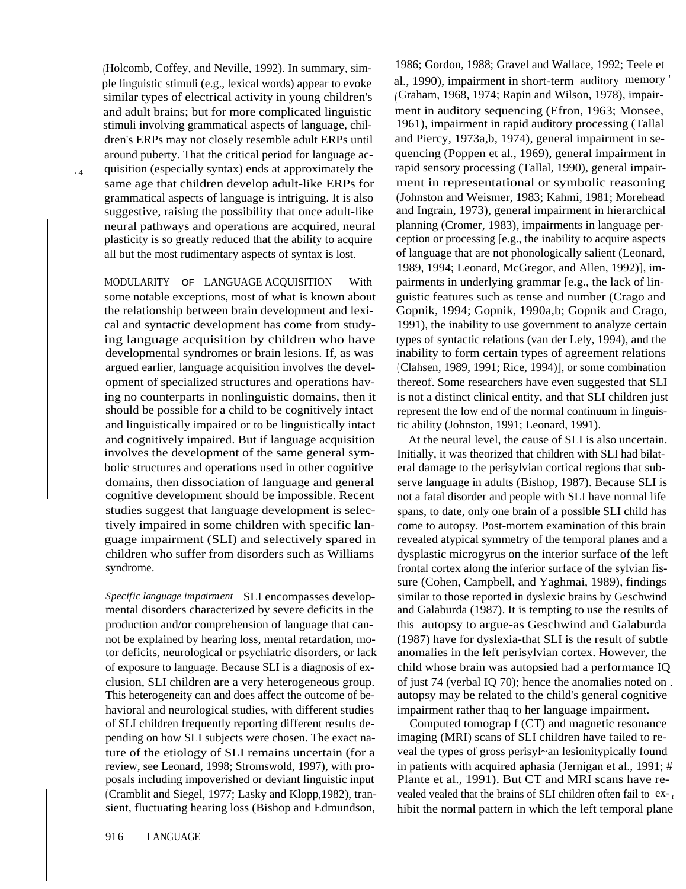(Holcomb, Coffey, and Neville, 1992). In summary, simple linguistic stimuli (e.g., lexical words) appear to evoke similar types of electrical activity in young children's and adult brains; but for more complicated linguistic stimuli involving grammatical aspects of language, children's ERPs may not closely resemble adult ERPs until around puberty. That the critical period for language acquisition (especially syntax) ends at approximately the same age that children develop adult-like ERPs for grammatical aspects of language is intriguing. It is also suggestive, raising the possibility that once adult-like neural pathways and operations are acquired, neural plasticity is so greatly reduced that the ability to acquire all but the most rudimentary aspects of syntax is lost.

MODULARITY OF LANGUAGE ACQUISITION With some notable exceptions, most of what is known about the relationship between brain development and lexical and syntactic development has come from studying language acquisition by children who have developmental syndromes or brain lesions. If, as was argued earlier, language acquisition involves the development of specialized structures and operations having no counterparts in nonlinguistic domains, then it should be possible for a child to be cognitively intact and linguistically impaired or to be linguistically intact and cognitively impaired. But if language acquisition involves the development of the same general symbolic structures and operations used in other cognitive domains, then dissociation of language and general cognitive development should be impossible. Recent studies suggest that language development is selectively impaired in some children with specific language impairment (SLI) and selectively spared in children who suffer from disorders such as Williams syndrome.

*Specific language impairment* SLI encompasses developmental disorders characterized by severe deficits in the production and/or comprehension of language that cannot be explained by hearing loss, mental retardation, motor deficits, neurological or psychiatric disorders, or lack of exposure to language. Because SLI is a diagnosis of exclusion, SLI children are a very heterogeneous group. This heterogeneity can and does affect the outcome of behavioral and neurological studies, with different studies of SLI children frequently reporting different results depending on how SLI subjects were chosen. The exact nature of the etiology of SLI remains uncertain (for a review, see Leonard, 1998; Stromswold, 1997), with proposals including impoverished or deviant linguistic input (Cramblit and Siegel, 1977; Lasky and Klopp,1982), transient, fluctuating hearing loss (Bishop and Edmundson, 1986; Gordon, 1988; Gravel and Wallace, 1992; Teele et al., 1990), impairment in short-term auditory memory (Graham, 1968, 1974; Rapin and Wilson, 1978), impairment in auditory sequencing (Efron, 1963; Monsee, 1961), impairment in rapid auditory processing (Tallal and Piercy, 1973a,b, 1974), general impairment in sequencing (Poppen et al., 1969), general impairment in rapid sensory processing (Tallal, 1990), general impairment in representational or symbolic reasoning (Johnston and Weismer, 1983; Kahmi, 1981; Morehead and Ingrain, 1973), general impairment in hierarchical planning (Cromer, 1983), impairments in language perception or processing [e.g., the inability to acquire aspects of language that are not phonologically salient (Leonard, 1989, 1994; Leonard, McGregor, and Allen, 1992)], impairments in underlying grammar [e.g., the lack of linguistic features such as tense and number (Crago and Gopnik, 1994; Gopnik, 1990a,b; Gopnik and Crago, 1991), the inability to use government to analyze certain types of syntactic relations (van der Lely, 1994), and the inability to form certain types of agreement relations (Clahsen, 1989, 1991; Rice, 1994)], or some combination thereof. Some researchers have even suggested that SLI is not a distinct clinical entity, and that SLI children just represent the low end of the normal continuum in linguistic ability (Johnston, 1991; Leonard, 1991).

At the neural level, the cause of SLI is also uncertain. Initially, it was theorized that children with SLI had bilateral damage to the perisylvian cortical regions that subserve language in adults (Bishop, 1987). Because SLI is not a fatal disorder and people with SLI have normal life spans, to date, only one brain of a possible SLI child has come to autopsy. Post-mortem examination of this brain revealed atypical symmetry of the temporal planes and a dysplastic microgyrus on the interior surface of the left frontal cortex along the inferior surface of the sylvian fissure (Cohen, Campbell, and Yaghmai, 1989), findings similar to those reported in dyslexic brains by Geschwind and Galaburda (1987). It is tempting to use the results of this autopsy to argue-as Geschwind and Galaburda (1987) have for dyslexia-that SLI is the result of subtle anomalies in the left perisylvian cortex. However, the child whose brain was autopsied had a performance IQ of just 74 (verbal IQ 70); hence the anomalies noted on autopsy may be related to the child's general cognitive impairment rather thaq to her language impairment.

Computed tomograp f (CT) and magnetic resonance imaging (MRI) scans of SLI children have failed to reveal the types of gross perisyl~an lesionitypically found in patients with acquired aphasia (Jernigan et al., 1991; Plante et al., 1991). But CT and MRI scans have revealed vealed that the brains of SLI children often fail to exhibit the normal pattern in which the left temporal plane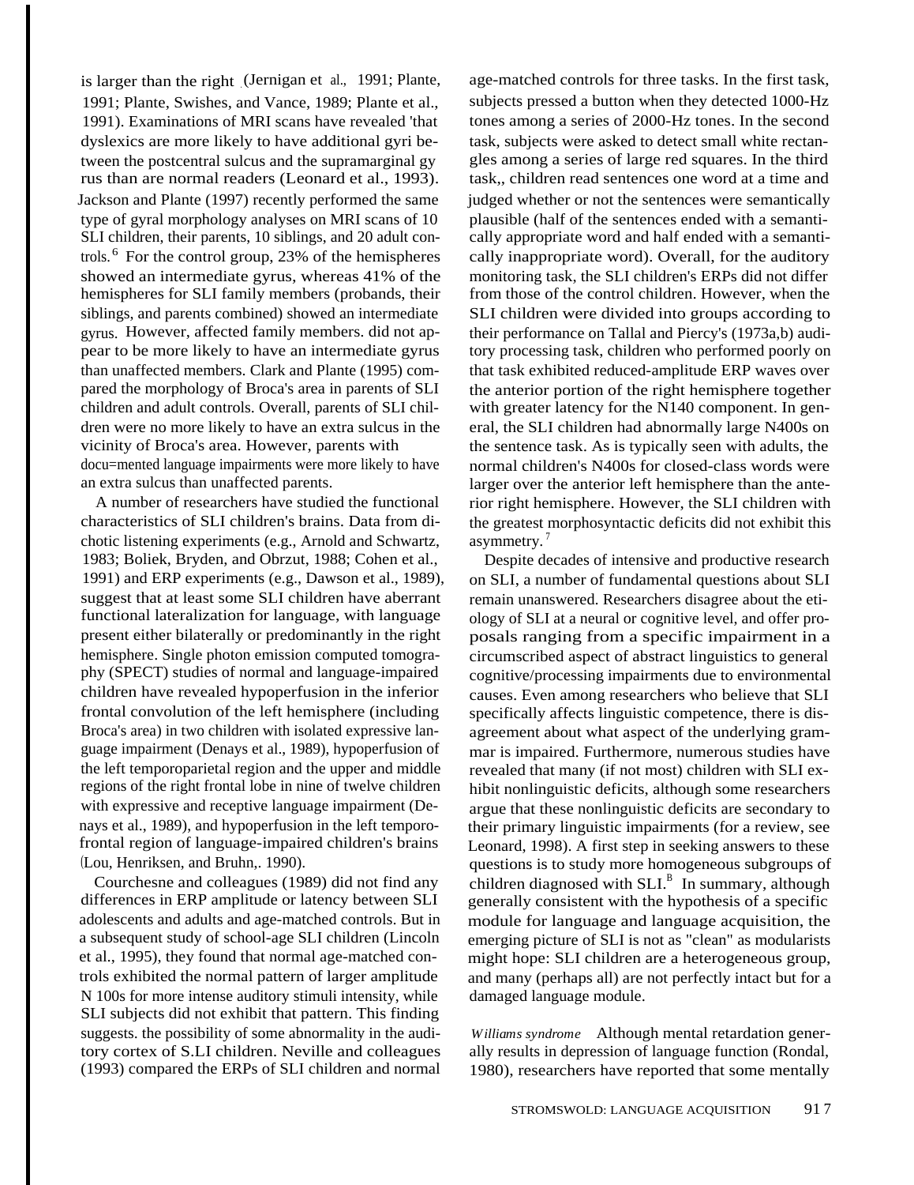is larger than the right (Jernigan et al., 1991; Plante, 1991; Plante, Swishes, and Vance, 1989; Plante et al., 1991). Examinations of MRI scans have revealed 'that dyslexics are more likely to have additional gyri between the postcentral sulcus and the supramarginal gy rus than are normal readers (Leonard et al., 1993). Jackson and Plante (1997) recently performed the same type of gyral morphology analyses on MRI scans of 10 SLI children, their parents, 10 siblings, and 20 adult controls.[6] For the control group, 23% of the hemispheres showed an intermediate gyrus, whereas 41% of the hemispheres for SLI family members (probands, their siblings, and parents combined) showed an intermediate gyrus. However, affected family members. did not appear to be more likely to have an intermediate gyrus than unaffected members. Clark and Plante (1995) compared the morphology of Broca's area in parents of SLI children and adult controls. Overall, parents of SLI children were no more likely to have an extra sulcus in the vicinity of Broca's area. However, parents with docu=mented language impairments were more likely to have an extra sulcus than unaffected parents.

A number of researchers have studied the functional characteristics of SLI children's brains. Data from dichotic listening experiments (e.g., Arnold and Schwartz, 1983; Boliek, Bryden, and Obrzut, 1988; Cohen et al., 1991) and ERP experiments (e.g., Dawson et al., 1989), suggest that at least some SLI children have aberrant functional lateralization for language, with language present either bilaterally or predominantly in the right hemisphere. Single photon emission computed tomography (SPECT) studies of normal and language-impaired children have revealed hypoperfusion in the inferior frontal convolution of the left hemisphere (including Broca's area) in two children with isolated expressive language impairment (Denays et al., 1989), hypoperfusion of the left temporoparietal region and the upper and middle regions of the right frontal lobe in nine of twelve children with expressive and receptive language impairment (Denays et al., 1989), and hypoperfusion in the left temporofrontal region of language-impaired children's brains (Lou, Henriksen, and Bruhn,. 1990).

Courchesne and colleagues (1989) did not find any differences in ERP amplitude or latency between SLI adolescents and adults and age-matched controls. But in a subsequent study of school-age SLI children (Lincoln et al., 1995), they found that normal age-matched controls exhibited the normal pattern of larger amplitude N 100s for more intense auditory stimuli intensity, while SLI subjects did not exhibit that pattern. This finding suggests. the possibility of some abnormality in the auditory cortex of S.LI children. Neville and colleagues (1993) compared the ERPs of SLI children and normal age-matched controls for three tasks. In the first task, subjects pressed a button when they detected 1000-Hz tones among a series of 2000-Hz tones. In the second task, subjects were asked to detect small white rectangles among a series of large red squares. In the third task,, children read sentences one word at a time and judged whether or not the sentences were semantically plausible (half of the sentences ended with a semantically appropriate word and half ended with a semantically inappropriate word). Overall, for the auditory monitoring task, the SLI children's ERPs did not differ from those of the control children. However, when the SLI children were divided into groups according to their performance on Tallal and Piercy's (1973a,b) auditory processing task, children who performed poorly on that task exhibited reduced-amplitude ERP waves over the anterior portion of the right hemisphere together with greater latency for the N140 component. In general, the SLI children had abnormally large N400s on the sentence task. As is typically seen with adults, the normal children's N400s for closed-class words were larger over the anterior left hemisphere than the anterior right hemisphere. However, the SLI children with the greatest morphosyntactic deficits did not exhibit this asymmetry.[7]

Despite decades of intensive and productive research on SLI, a number of fundamental questions about SLI remain unanswered. Researchers disagree about the etiology of SLI at a neural or cognitive level, and offer proposals ranging from a specific impairment in a circumscribed aspect of abstract linguistics to general cognitive/processing impairments due to environmental causes. Even among researchers who believe that SLI specifically affects linguistic competence, there is disagreement about what aspect of the underlying grammar is impaired. Furthermore, numerous studies have revealed that many (if not most) children with SLI exhibit nonlinguistic deficits, although some researchers argue that these nonlinguistic deficits are secondary to their primary linguistic impairments (for a review, see Leonard, 1998). A first step in seeking answers to these questions is to study more homogeneous subgroups of children diagnosed with SLI.[8] In summary, although generally consistent with the hypothesis of a specific module for language and language acquisition, the emerging picture of SLI is not as "clean" as modularists might hope: SLI children are a heterogeneous group, and many (perhaps all) are not perfectly intact but for a damaged language module.

*Williams syndrome* Although mental retardation generally results in depression of language function (Rondal, 1980), researchers have reported that some mentally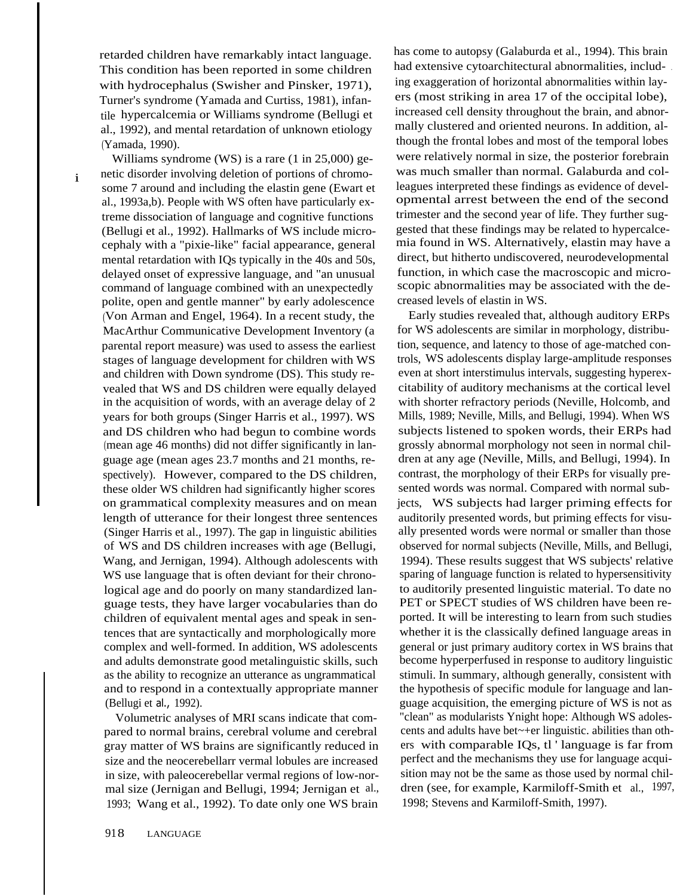retarded children have remarkably intact language. This condition has been reported in some children with hydrocephalus (Swisher and Pinsker, 1971), Turner's syndrome (Yamada and Curtiss, 1981), infantile hypercalcemia or Williams syndrome (Bellugi et al., 1992), and mental retardation of unknown etiology (Yamada, 1990).

Williams syndrome (WS) is a rare (1 in 25,000) genetic disorder involving deletion of portions of chromosome 7 around and including the elastin gene (Ewart et al., 1993a,b). People with WS often have particularly extreme dissociation of language and cognitive functions (Bellugi et al., 1992). Hallmarks of WS include microcephaly with a "pixie-like" facial appearance, general mental retardation with IQs typically in the 40s and 50s, delayed onset of expressive language, and "an unusual command of language combined with an unexpectedly polite, open and gentle manner" by early adolescence (Von Arman and Engel, 1964). In a recent study, the MacArthur Communicative Development Inventory (a parental report measure) was used to assess the earliest stages of language development for children with WS and children with Down syndrome (DS). This study revealed that WS and DS children were equally delayed in the acquisition of words, with an average delay of 2 years for both groups (Singer Harris et al., 1997). WS and DS children who had begun to combine words (mean age 46 months) did not differ significantly in language age (mean ages 23.7 months and 21 months, respectively). However, compared to the DS children, these older WS children had significantly higher scores on grammatical complexity measures and on mean length of utterance for their longest three sentences (Singer Harris et al., 1997). The gap in linguistic abilities of WS and DS children increases with age (Bellugi, Wang, and Jernigan, 1994). Although adolescents with WS use language that is often deviant for their chronological age and do poorly on many standardized language tests, they have larger vocabularies than do children of equivalent mental ages and speak in sentences that are syntactically and morphologically more complex and well-formed. In addition, WS adolescents and adults demonstrate good metalinguistic skills, such as the ability to recognize an utterance as ungrammatical and to respond in a contextually appropriate manner (Bellugi et al., 1992).

Volumetric analyses of MRI scans indicate that compared to normal brains, cerebral volume and cerebral gray matter of WS brains are significantly reduced in size and the neocerebellarr vermal lobules are increased in size, with paleocerebellar vermal regions of low-normal size (Jernigan and Bellugi, 1994; Jernigan et al., 1993; Wang et al., 1992). To date only one WS brain has come to autopsy (Galaburda et al., 1994). This brain had extensive cytoarchitectural abnormalities, including exaggeration of horizontal abnormalities within layers (most striking in area 17 of the occipital lobe), increased cell density throughout the brain, and abnormally clustered and oriented neurons. In addition, although the frontal lobes and most of the temporal lobes were relatively normal in size, the posterior forebrain was much smaller than normal. Galaburda and colleagues interpreted these findings as evidence of developmental arrest between the end of the second trimester and the second year of life. They further suggested that these findings may be related to hypercalcemia found in WS. Alternatively, elastin may have a direct, but hitherto undiscovered, neurodevelopmental function, in which case the macroscopic and microscopic abnormalities may be associated with the decreased levels of elastin in WS.

Early studies revealed that, although auditory ERPs for WS adolescents are similar in morphology, distribution, sequence, and latency to those of age-matched controls, WS adolescents display large-amplitude responses even at short interstimulus intervals, suggesting hyperexcitability of auditory mechanisms at the cortical level with shorter refractory periods (Neville, Holcomb, and Mills, 1989; Neville, Mills, and Bellugi, 1994). When WS subjects listened to spoken words, their ERPs had grossly abnormal morphology not seen in normal children at any age (Neville, Mills, and Bellugi, 1994). In contrast, the morphology of their ERPs for visually presented words was normal. Compared with normal subjects, WS subjects had larger priming effects for auditorily presented words, but priming effects for visually presented words were normal or smaller than those observed for normal subjects (Neville, Mills, and Bellugi, 1994). These results suggest that WS subjects' relative sparing of language function is related to hypersensitivity to auditorily presented linguistic material. To date no PET or SPECT studies of WS children have been reported. It will be interesting to learn from such studies whether it is the classically defined language areas in general or just primary auditory cortex in WS brains that become hyperperfused in response to auditory linguistic stimuli. In summary, although generally, consistent with the hypothesis of specific module for language and language acquisition, the emerging picture of WS is not as "clean" as modularists might hope: Although WS adolescents and adults have better linguistic abilities than others with comparable IQs, their language is far from perfect and the mechanisms they use for language acquisition may not be the same as those used by normal children (see, for example, Karmiloff-Smith et al., 1997, 1998; Stevens and Karmiloff-Smith, 1997).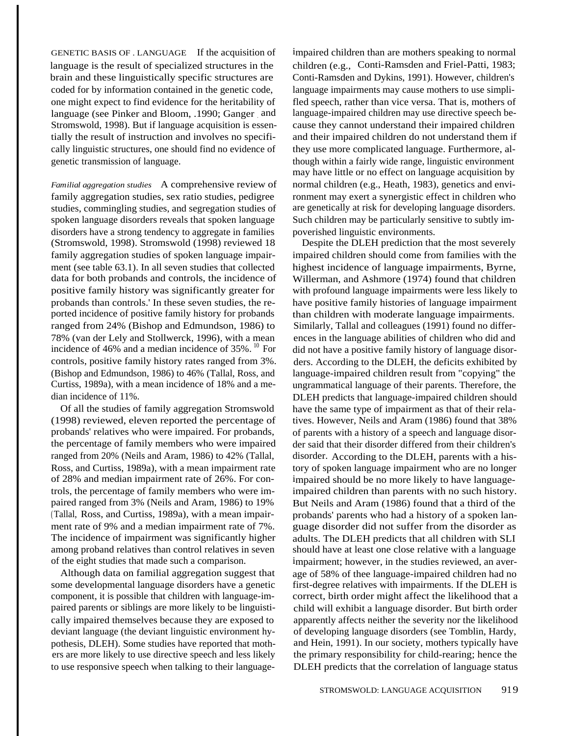GENETIC BASIS OF LANGUAGE If the acquisition of language is the result of specialized structures in the brain and these linguistically specific structures are coded for by information contained in the genetic code, one might expect to find evidence for the heritability of language (see Pinker and Bloom, 1990; Ganger and Stromswold, 1998). But if language acquisition is essentially the result of instruction and involves no specifically linguistic structures, one should find no evidence of genetic transmission of language.

*Familial aggregation studies* A comprehensive review of family aggregation studies, sex ratio studies, pedigree studies, commingling studies, and segregation studies of spoken language disorders reveals that spoken language disorders have a strong tendency to aggregate in families (Stromswold, 1998). Stromswold (1998) reviewed 18 family aggregation studies of spoken language impairment (see table 63.1). In all seven studies that collected data for both probands and controls, the incidence of positive family history was significantly greater for probands than controls.' In these seven studies, the reported incidence of positive family history for probands ranged from 24% (Bishop and Edmundson, 1986) to 78% (van der Lely and Stollwerck, 1996), with a mean incidence of 46% and a median incidence of 35%.[10] For controls, positive family history rates ranged from 3%. (Bishop and Edmundson, 1986) to 46% (Tallal, Ross, and Curtiss, 1989a), with a mean incidence of 18% and a median incidence of 11%.

Of all the studies of family aggregation Stromswold (1998) reviewed, eleven reported the percentage of probands' relatives who were impaired. For probands, the percentage of family members who were impaired ranged from 20% (Neils and Aram, 1986) to 42% (Tallal, Ross, and Curtiss, 1989a), with a mean impairment rate of 28% and median impairment rate of 26%. For controls, the percentage of family members who were impaired ranged from 3% (Neils and Aram, 1986) to 19% (Tallal, Ross, and Curtiss, 1989a), with a mean impairment rate of 9% and a median impairment rate of 7%. The incidence of impairment was significantly higher among proband relatives than control relatives in seven of the eight studies that made such a comparison.

Although data on familial aggregation suggest that some developmental language disorders have a genetic component, it is possible that children with language-impaired parents or siblings are more likely to be linguistically impaired themselves because they are exposed to deviant language (the deviant linguistic environment hypothesis, DLEH). Some studies have reported that mothers are more likely to use directive speech and less likely to use responsive speech when talking to their language-impaired children than are mothers speaking to normal children (e.g., Conti-Ramsden and Friel-Patti, 1983; Conti-Ramsden and Dykins, 1991). However, children's language impairments may cause mothers to use simplified speech, rather than vice versa. That is, mothers of language-impaired children may use directive speech because they cannot understand their impaired children and their impaired children do not understand them if they use more complicated language. Furthermore, although within a fairly wide range, linguistic environment may have little or no effect on language acquisition by normal children (e.g., Heath, 1983), genetics and environment may exert a synergistic effect in children who are genetically at risk for developing language disorders. Such children may be particularly sensitive to subtly impoverished linguistic environments.

Despite the DLEH prediction that the most severely impaired children should come from families with the highest incidence of language impairments, Byrne, Willerman, and Ashmore (1974) found that children with profound language impairments were less likely to have positive family histories of language impairment than children with moderate language impairments. Similarly, Tallal and colleagues (1991) found no differences in the language abilities of children who did and did not have a positive family history of language disorders. According to the DLEH, the deficits exhibited by language-impaired children result from "copying" the ungrammatical language of their parents. Therefore, the DLEH predicts that language-impaired children should have the same type of impairment as that of their relatives. However, Neils and Aram (1986) found that 38% of parents with a history of a speech and language disorder said that their disorder differed from their children's disorder. According to the DLEH, parents with a history of spoken language impairment who are no longer impaired should be no more likely to have language-impaired children than parents with no such history. But Neils and Aram (1986) found that a third of the probands' parents who had a history of a spoken language disorder did not suffer from the disorder as adults. The DLEH predicts that all children with SLI should have at least one close relative with a language impairment; however, in the studies reviewed, an average of 58% of thee language-impaired children had no first-degree relatives with impairments. If the DLEH is correct, birth order might affect the likelihood that a child will exhibit a language disorder. But birth order apparently affects neither the severity nor the likelihood of developing language disorders (see Tomblin, Hardy, and Hein, 1991). In our society, mothers typically have the primary responsibility for child-rearing; hence the DLEH predicts that the correlation of language status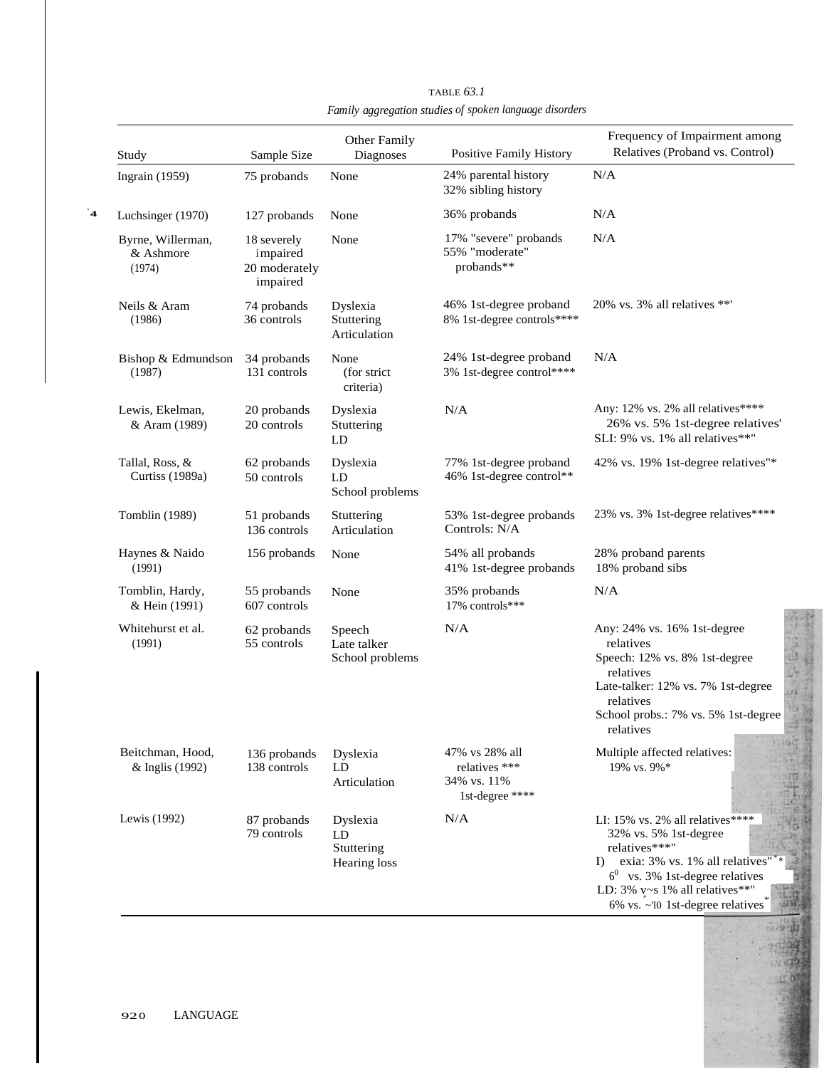TABLE *63.1*

*Family aggregation studies of spoken language disorders*

| Study | Sample Size | Other Family Diagnoses | Positive Family History | Frequency of Impairment among Relatives (Proband vs. Control) |
|---|---|---|---|---|
| Ingrain (1959) | 75 probands | None | 24% parental history<br>32% sibling history | N/A |
| Luchsinger (1970) | 127 probands | None | 36% probands | N/A |
| Byrne, Willerman, & Ashmore (1974) | 18 severely impaired<br>20 moderately impaired | None | 17% "severe" probands<br>55% "moderate" probands** | N/A |
| Neils & Aram (1986) | 74 probands<br>36 controls | Dyslexia<br>Stuttering<br>Articulation | 46% 1st-degree proband<br>8% 1st-degree controls**** | 20% vs. 3% all relatives **' |
| Bishop & Edmundson (1987) | 34 probands<br>131 controls | None (for strict criteria) | 24% 1st-degree proband<br>3% 1st-degree control**** | N/A |
| Lewis, Ekelman, & Aram (1989) | 20 probands<br>20 controls | Dyslexia<br>Stuttering<br>LD | N/A | Any: 12% vs. 2% all relatives****<br>26% vs. 5% 1st-degree relatives'<br>SLI: 9% vs. 1% all relatives**" |
| Tallal, Ross, & Curtiss (1989a) | 62 probands<br>50 controls | Dyslexia<br>LD<br>School problems | 77% 1st-degree proband<br>46% 1st-degree control** | 42% vs. 19% 1st-degree relatives"* |
| Tomblin (1989) | 51 probands<br>136 controls | Stuttering<br>Articulation | 53% 1st-degree probands<br>Controls: N/A | 23% vs. 3% 1st-degree relatives**** |
| Haynes & Naido (1991) | 156 probands | None | 54% all probands<br>41% 1st-degree probands | 28% proband parents<br>18% proband sibs |
| Tomblin, Hardy, & Hein (1991) | 55 probands<br>607 controls | None | 35% probands<br>17% controls*** | N/A |
| Whitehurst et al. (1991) | 62 probands<br>55 controls | Speech<br>Late talker<br>School problems | N/A | Any: 24% vs. 16% 1st-degree relatives<br>Speech: 12% vs. 8% 1st-degree relatives<br>Late-talker: 12% vs. 7% 1st-degree relatives<br>School probs.: 7% vs. 5% 1st-degree relatives |
| Beitchman, Hood, & Inglis (1992) | 136 probands<br>138 controls | Dyslexia<br>LD<br>Articulation | 47% vs 28% all relatives ***<br>34% vs. 11% 1st-degree **** | Multiple affected relatives: 19% vs. 9%* |
| Lewis (1992) | 87 probands<br>79 controls | Dyslexia<br>LD<br>Stuttering<br>Hearing loss | N/A | LI: 15% vs. 2% all relatives****<br>32% vs. 5% 1st-degree relatives***"<br>Dyslexia: 3% vs. 1% all relatives"**<br>6% vs. 3% 1st-degree relatives<br>LD: 3% vs 1% all relatives**"<br>6% vs. ~'l0 1st-degree relatives* |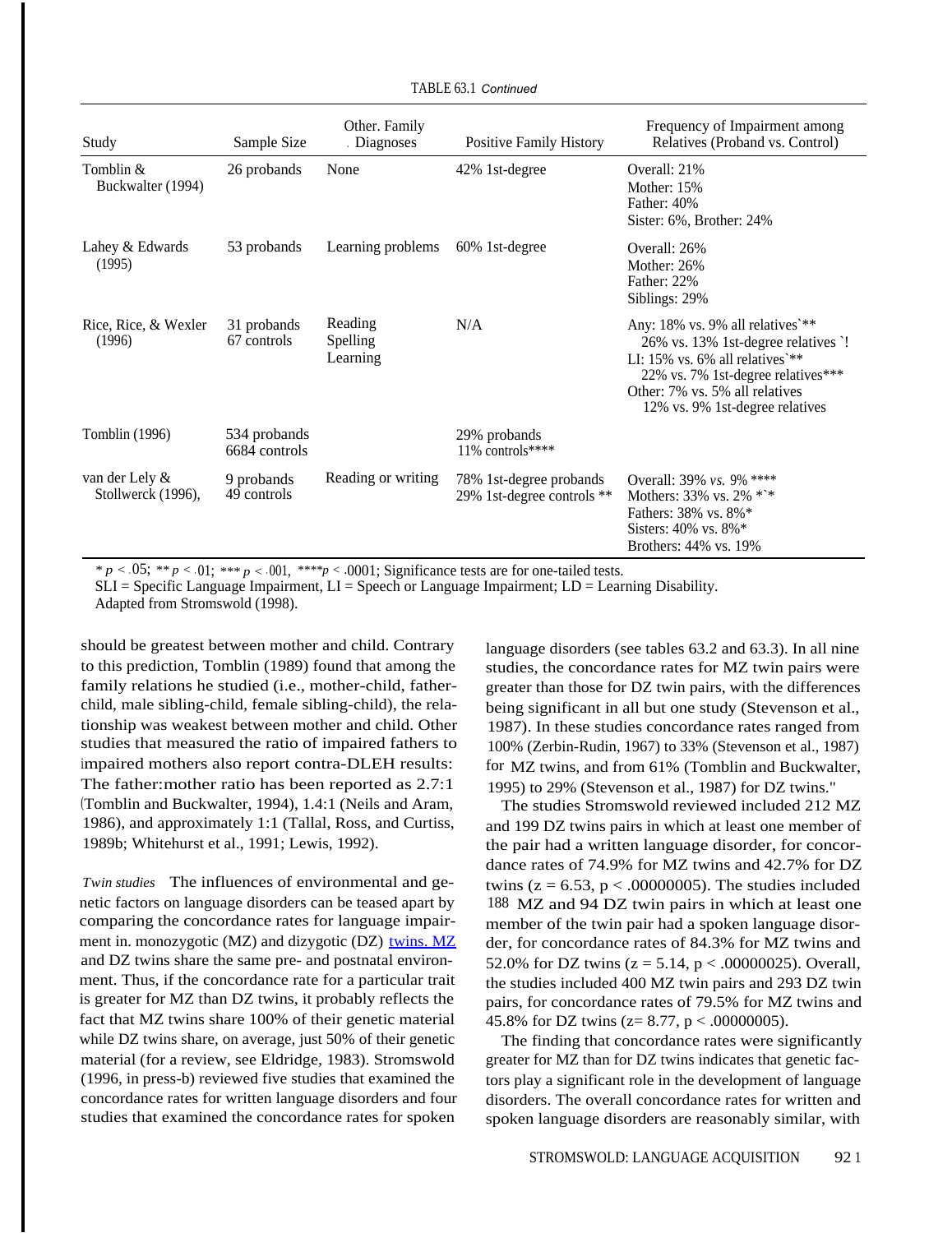TABLE 63.1 *Continued*

| Study | Sample Size | Other. Family Diagnoses | Positive Family History | Frequency of Impairment among Relatives (Proband vs. Control) |
|---|---|---|---|---|
| Tomblin & Buckwalter (1994) | 26 probands | None | 42% 1st-degree | Overall: 21%<br>Mother: 15%<br>Father: 40%<br>Sister: 6%, Brother: 24% |
| Lahey & Edwards (1995) | 53 probands | Learning problems | 60% 1st-degree | Overall: 26%<br>Mother: 26%<br>Father: 22%<br>Siblings: 29% |
| Rice, Rice, & Wexler (1996) | 31 probands<br>67 controls | Reading<br>Spelling<br>Learning | N/A | Any: 18% vs. 9% all relatives`**<br>26% vs. 13% 1st-degree relatives `!<br>LI: 15% vs. 6% all relatives`**<br>22% vs. 7% 1st-degree relatives***<br>Other: 7% vs. 5% all relatives<br>12% vs. 9% 1st-degree relatives |
| Tomblin (1996) | 534 probands<br>6684 controls | | 29% probands<br>11% controls**** | |
| van der Lely & Stollwerck (1996), | 9 probands<br>49 controls | Reading or writing | 78% 1st-degree probands<br>29% 1st-degree controls ** | Overall: 39% *vs.* 9% ****<br>Mothers: 33% vs. 2% *`*<br>Fathers: 38% vs. 8%*<br>Sisters: 40% vs. 8%*<br>Brothers: 44% vs. 19% |

* $p < .05$; ** $p < .01$; *** $p < .001$, **** $p < .0001$; Significance tests are for one-tailed tests.
SLI = Specific Language Impairment, LI = Speech or Language Impairment; LD = Learning Disability.
Adapted from Stromswold (1998).

should be greatest between mother and child. Contrary to this prediction, Tomblin (1989) found that among the family relations he studied (i.e., mother-child, father-child, male sibling-child, female sibling-child), the relationship was weakest between mother and child. Other studies that measured the ratio of impaired fathers to impaired mothers also report contra-DLEH results: The father:mother ratio has been reported as 2.7:1 (Tomblin and Buckwalter, 1994), 1.4:1 (Neils and Aram, 1986), and approximately 1:1 (Tallal, Ross, and Curtiss, 1989b; Whitehurst et al., 1991; Lewis, 1992).

*Twin studies* The influences of environmental and genetic factors on language disorders can be teased apart by comparing the concordance rates for language impairment in. monozygotic (MZ) and dizygotic (DZ) twins. MZ and DZ twins share the same pre- and postnatal environment. Thus, if the concordance rate for a particular trait is greater for MZ than DZ twins, it probably reflects the fact that MZ twins share 100% of their genetic material while DZ twins share, on average, just 50% of their genetic material (for a review, see Eldridge, 1983). Stromswold (1996, in press-b) reviewed five studies that examined the concordance rates for written language disorders and four studies that examined the concordance rates for spoken language disorders (see tables 63.2 and 63.3). In all nine studies, the concordance rates for MZ twin pairs were greater than those for DZ twin pairs, with the differences being significant in all but one study (Stevenson et al., 1987). In these studies concordance rates ranged from 100% (Zerbin-Rudin, 1967) to 33% (Stevenson et al., 1987) for MZ twins, and from 61% (Tomblin and Buckwalter, 1995) to 29% (Stevenson et al., 1987) for DZ twins."

The studies Stromswold reviewed included 212 MZ and 199 DZ twins pairs in which at least one member of the pair had a written language disorder, for concordance rates of 74.9% for MZ twins and 42.7% for DZ twins ($z = 6.53$, $p < .00000005$). The studies included 188 MZ and 94 DZ twin pairs in which at least one member of the twin pair had a spoken language disorder, for concordance rates of 84.3% for MZ twins and 52.0% for DZ twins ($z = 5.14$, $p < .00000025$). Overall, the studies included 400 MZ twin pairs and 293 DZ twin pairs, for concordance rates of 79.5% for MZ twins and 45.8% for DZ twins ($z= 8.77$, $p < .00000005$).

The finding that concordance rates were significantly greater for MZ than for DZ twins indicates that genetic factors play a significant role in the development of language disorders. The overall concordance rates for written and spoken language disorders are reasonably similar, with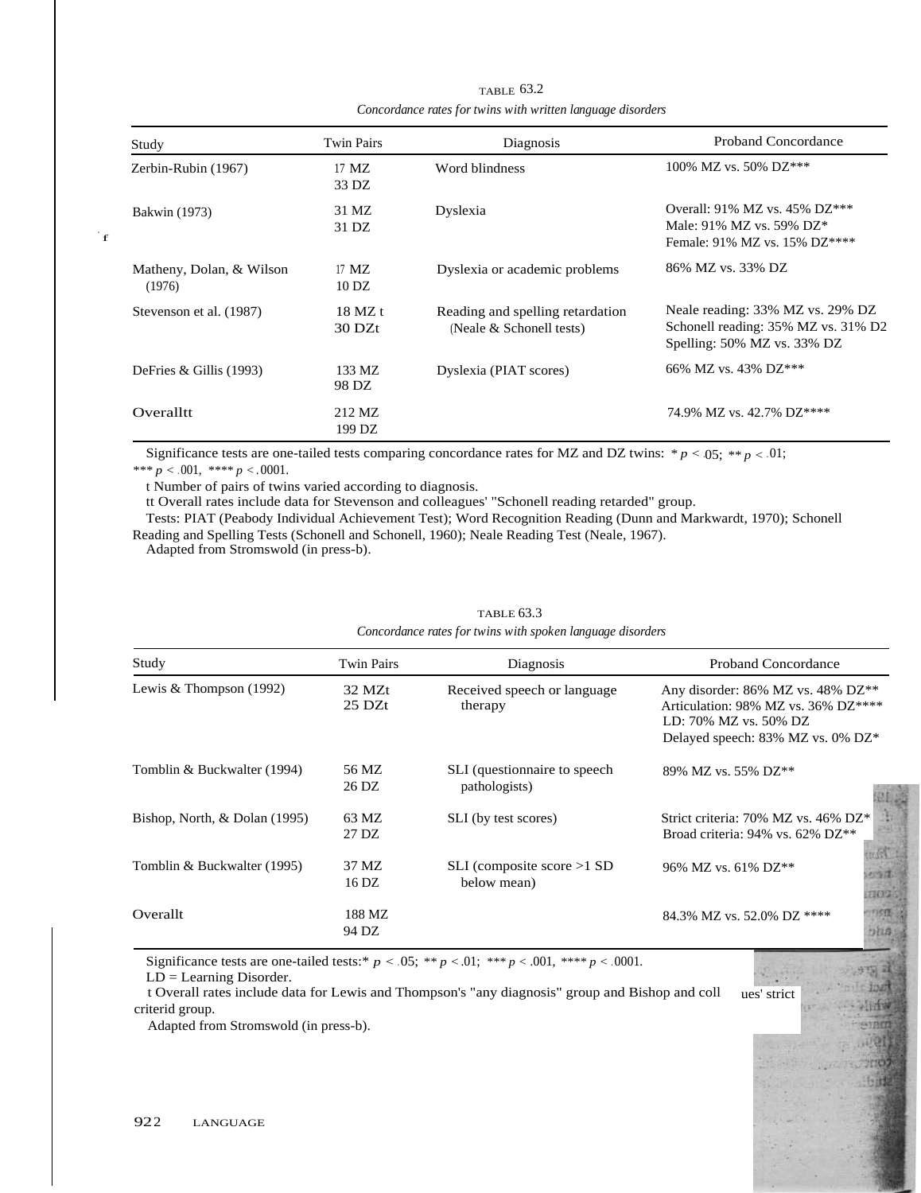TABLE 63.2

*Concordance rates for twins with written language disorders*

| Study | Twin Pairs | Diagnosis | Proband Concordance |
|---|---|---|---|
| Zerbin-Rubin (1967) | 17 MZ<br>33 DZ | Word blindness | 100% MZ vs. 50% DZ*** |
| Bakwin (1973) | 31 MZ<br>31 DZ | Dyslexia | Overall: 91% MZ vs. 45% DZ***<br>Male: 91% MZ vs. 59% DZ*<br>Female: 91% MZ vs. 15% DZ**** |
| Matheny, Dolan, & Wilson (1976) | 17 MZ<br>10 DZ | Dyslexia or academic problems | 86% MZ vs. 33% DZ |
| Stevenson et al. (1987) | 18 MZ t<br>30 DZt | Reading and spelling retardation (Neale & Schonell tests) | Neale reading: 33% MZ vs. 29% DZ<br>Schonell reading: 35% MZ vs. 31% D2<br>Spelling: 50% MZ vs. 33% DZ |
| DeFries & Gillis (1993) | 133 MZ<br>98 DZ | Dyslexia (PIAT scores) | 66% MZ vs. 43% DZ*** |
| Overalltt | 212 MZ<br>199 DZ | | 74.9% MZ vs. 42.7% DZ**** |

Significance tests are one-tailed tests comparing concordance rates for MZ and DZ twins: * $p < .05$; ** $p < .01$; *** $p < .001$, **** $p < .0001$.

t Number of pairs of twins varied according to diagnosis.

tt Overall rates include data for Stevenson and colleagues' "Schonell reading retarded" group.

Tests: PIAT (Peabody Individual Achievement Test); Word Recognition Reading (Dunn and Markwardt, 1970); Schonell Reading and Spelling Tests (Schonell and Schonell, 1960); Neale Reading Test (Neale, 1967).

Adapted from Stromswold (in press-b).

TABLE 63.3

*Concordance rates for twins with spoken language disorders*

| Study | Twin Pairs | Diagnosis | Proband Concordance |
|---|---|---|---|
| Lewis & Thompson (1992) | 32 MZt<br>25 DZt | Received speech or language therapy | Any disorder: 86% MZ vs. 48% DZ**<br>Articulation: 98% MZ vs. 36% DZ****<br>LD: 70% MZ vs. 50% DZ<br>Delayed speech: 83% MZ vs. 0% DZ* |
| Tomblin & Buckwalter (1994) | 56 MZ<br>26 DZ | SLI (questionnaire to speech pathologists) | 89% MZ vs. 55% DZ** |
| Bishop, North, & Dolan (1995) | 63 MZ<br>27 DZ | SLI (by test scores) | Strict criteria: 70% MZ vs. 46% DZ*<br>Broad criteria: 94% vs. 62% DZ** |
| Tomblin & Buckwalter (1995) | 37 MZ<br>16 DZ | SLI (composite score >1 SD below mean) | 96% MZ vs. 61% DZ** |
| Overallt | 188 MZ<br>94 DZ | | 84.3% MZ vs. 52.0% DZ **** |

Significance tests are one-tailed tests: * $p < .05$; ** $p < .01$; *** $p < .001$, **** $p < .0001$.

LD = Learning Disorder.

t Overall rates include data for Lewis and Thompson's "any diagnosis" group and Bishop and colleagues' strict criterid group.

Adapted from Stromswold (in press-b).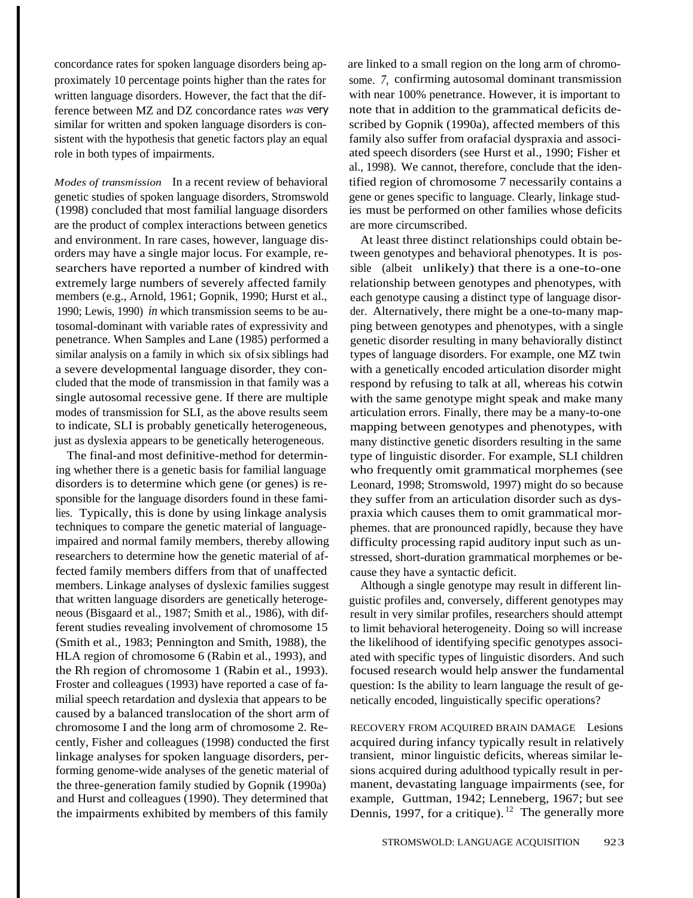concordance rates for spoken language disorders being approximately 10 percentage points higher than the rates for written language disorders. However, the fact that the difference between MZ and DZ concordance rates *was* very similar for written and spoken language disorders is consistent with the hypothesis that genetic factors play an equal role in both types of impairments.

*Modes of transmission* In a recent review of behavioral genetic studies of spoken language disorders, Stromswold (1998) concluded that most familial language disorders are the product of complex interactions between genetics and environment. In rare cases, however, language disorders may have a single major locus. For example, researchers have reported a number of kindred with extremely large numbers of severely affected family members (e.g., Arnold, 1961; Gopnik, 1990; Hurst et al., 1990; Lewis, 1990) *in* which transmission seems to be autosomal-dominant with variable rates of expressivity and penetrance. When Samples and Lane (1985) performed a similar analysis on a family in which six of six siblings had a severe developmental language disorder, they concluded that the mode of transmission in that family was a single autosomal recessive gene. If there are multiple modes of transmission for SLI, as the above results seem to indicate, SLI is probably genetically heterogeneous, just as dyslexia appears to be genetically heterogeneous.

The final-and most definitive-method for determining whether there is a genetic basis for familial language disorders is to determine which gene (or genes) is responsible for the language disorders found in these families. Typically, this is done by using linkage analysis techniques to compare the genetic material of language-impaired and normal family members, thereby allowing researchers to determine how the genetic material of affected family members differs from that of unaffected members. Linkage analyses of dyslexic families suggest that written language disorders are genetically heterogeneous (Bisgaard et al., 1987; Smith et al., 1986), with different studies revealing involvement of chromosome 15 (Smith et al., 1983; Pennington and Smith, 1988), the HLA region of chromosome 6 (Rabin et al., 1993), and the Rh region of chromosome 1 (Rabin et al., 1993). Froster and colleagues (1993) have reported a case of familial speech retardation and dyslexia that appears to be caused by a balanced translocation of the short arm of chromosome I and the long arm of chromosome 2. Recently, Fisher and colleagues (1998) conducted the first linkage analyses for spoken language disorders, performing genome-wide analyses of the genetic material of the three-generation family studied by Gopnik (1990a) and Hurst and colleagues (1990). They determined that the impairments exhibited by members of this family are linked to a small region on the long arm of chromosome. *7,* confirming autosomal dominant transmission with near 100% penetrance. However, it is important to note that in addition to the grammatical deficits described by Gopnik (1990a), affected members of this family also suffer from orafacial dyspraxia and associated speech disorders (see Hurst et al., 1990; Fisher et al., 1998). We cannot, therefore, conclude that the identified region of chromosome 7 necessarily contains a gene or genes specific to language. Clearly, linkage studies must be performed on other families whose deficits are more circumscribed.

At least three distinct relationships could obtain between genotypes and behavioral phenotypes. It is possible (albeit unlikely) that there is a one-to-one relationship between genotypes and phenotypes, with each genotype causing a distinct type of language disorder. Alternatively, there might be a one-to-many mapping between genotypes and phenotypes, with a single genetic disorder resulting in many behaviorally distinct types of language disorders. For example, one MZ twin with a genetically encoded articulation disorder might respond by refusing to talk at all, whereas his cotwin with the same genotype might speak and make many articulation errors. Finally, there may be a many-to-one mapping between genotypes and phenotypes, with many distinctive genetic disorders resulting in the same type of linguistic disorder. For example, SLI children who frequently omit grammatical morphemes (see Leonard, 1998; Stromswold, 1997) might do so because they suffer from an articulation disorder such as dyspraxia which causes them to omit grammatical morphemes. that are pronounced rapidly, because they have difficulty processing rapid auditory input such as unstressed, short-duration grammatical morphemes or because they have a syntactic deficit.

Although a single genotype may result in different linguistic profiles and, conversely, different genotypes may result in very similar profiles, researchers should attempt to limit behavioral heterogeneity. Doing so will increase the likelihood of identifying specific genotypes associated with specific types of linguistic disorders. And such focused research would help answer the fundamental question: Is the ability to learn language the result of genetically encoded, linguistically specific operations?

RECOVERY FROM ACQUIRED BRAIN DAMAGE Lesions acquired during infancy typically result in relatively transient, minor linguistic deficits, whereas similar lesions acquired during adulthood typically result in permanent, devastating language impairments (see, for example, Guttman, 1942; Lenneberg, 1967; but see Dennis, 1997, for a critique).[12] The generally more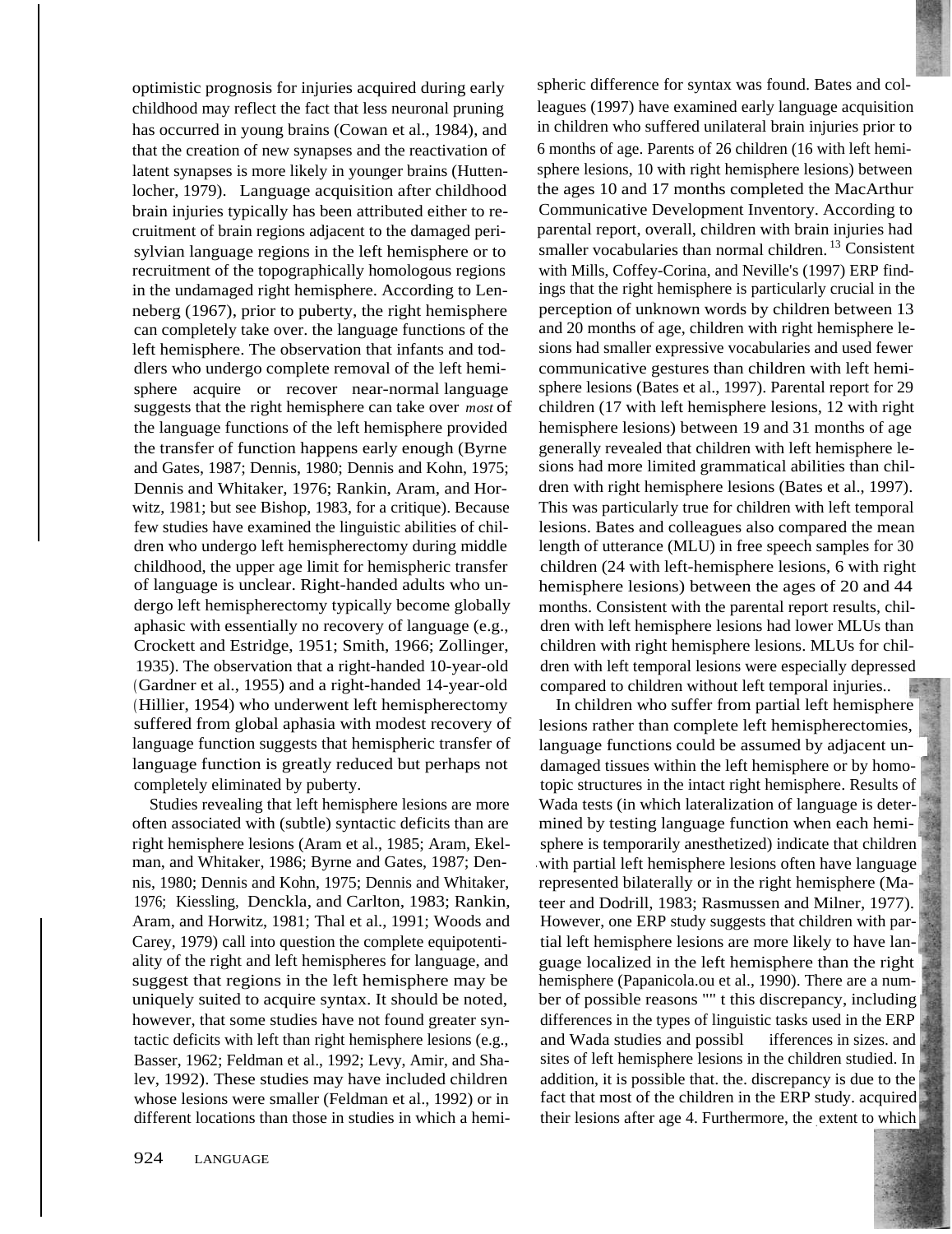optimistic prognosis for injuries acquired during early childhood may reflect the fact that less neuronal pruning has occurred in young brains (Cowan et al., 1984), and that the creation of new synapses and the reactivation of latent synapses is more likely in younger brains (Huttenlocher, 1979). Language acquisition after childhood brain injuries typically has been attributed either to recruitment of brain regions adjacent to the damaged perisylvian language regions in the left hemisphere or to recruitment of the topographically homologous regions in the undamaged right hemisphere. According to Lenneberg (1967), prior to puberty, the right hemisphere can completely take over. the language functions of the left hemisphere. The observation that infants and toddlers who undergo complete removal of the left hemisphere acquire or recover near-normal language suggests that the right hemisphere can take over *most* of the language functions of the left hemisphere provided the transfer of function happens early enough (Byrne and Gates, 1987; Dennis, 1980; Dennis and Kohn, 1975; Dennis and Whitaker, 1976; Rankin, Aram, and Horwitz, 1981; but see Bishop, 1983, for a critique). Because few studies have examined the linguistic abilities of children who undergo left hemispherectomy during middle childhood, the upper age limit for hemispheric transfer of language is unclear. Right-handed adults who undergo left hemispherectomy typically become globally aphasic with essentially no recovery of language (e.g., Crockett and Estridge, 1951; Smith, 1966; Zollinger, 1935). The observation that a right-handed 10-year-old (Gardner et al., 1955) and a right-handed 14-year-old (Hillier, 1954) who underwent left hemispherectomy suffered from global aphasia with modest recovery of language function suggests that hemispheric transfer of language function is greatly reduced but perhaps not completely eliminated by puberty.

Studies revealing that left hemisphere lesions are more often associated with (subtle) syntactic deficits than are right hemisphere lesions (Aram et al., 1985; Aram, Ekelman, and Whitaker, 1986; Byrne and Gates, 1987; Dennis, 1980; Dennis and Kohn, 1975; Dennis and Whitaker, 1976; Kiessling, Denckla, and Carlton, 1983; Rankin, Aram, and Horwitz, 1981; Thal et al., 1991; Woods and Carey, 1979) call into question the complete equipotentiality of the right and left hemispheres for language, and suggest that regions in the left hemisphere may be uniquely suited to acquire syntax. It should be noted, however, that some studies have not found greater syntactic deficits with left than right hemisphere lesions (e.g., Basser, 1962; Feldman et al., 1992; Levy, Amir, and Shalev, 1992). These studies may have included children whose lesions were smaller (Feldman et al., 1992) or in different locations than those in studies in which a hemispheric difference for syntax was found. Bates and colleagues (1997) have examined early language acquisition in children who suffered unilateral brain injuries prior to 6 months of age. Parents of 26 children (16 with left hemisphere lesions, 10 with right hemisphere lesions) between the ages 10 and 17 months completed the MacArthur Communicative Development Inventory. According to parental report, overall, children with brain injuries had smaller vocabularies than normal children.[13] Consistent with Mills, Coffey-Corina, and Neville's (1997) ERP findings that the right hemisphere is particularly crucial in the perception of unknown words by children between 13 and 20 months of age, children with right hemisphere lesions had smaller expressive vocabularies and used fewer communicative gestures than children with left hemisphere lesions (Bates et al., 1997). Parental report for 29 children (17 with left hemisphere lesions, 12 with right hemisphere lesions) between 19 and 31 months of age generally revealed that children with left hemisphere lesions had more limited grammatical abilities than children with right hemisphere lesions (Bates et al., 1997). This was particularly true for children with left temporal lesions. Bates and colleagues also compared the mean length of utterance (MLU) in free speech samples for 30 children (24 with left-hemisphere lesions, 6 with right hemisphere lesions) between the ages of 20 and 44 months. Consistent with the parental report results, children with left hemisphere lesions had lower MLUs than children with right hemisphere lesions. MLUs for children with left temporal lesions were especially depressed compared to children without left temporal injuries..

In children who suffer from partial left hemisphere lesions rather than complete left hemispherectomies, language functions could be assumed by adjacent undamaged tissues within the left hemisphere or by homotopic structures in the intact right hemisphere. Results of Wada tests (in which lateralization of language is determined by testing language function when each hemisphere is temporarily anesthetized) indicate that children with partial left hemisphere lesions often have language represented bilaterally or in the right hemisphere (Mateer and Dodrill, 1983; Rasmussen and Milner, 1977). However, one ERP study suggests that children with partial left hemisphere lesions are more likely to have language localized in the left hemisphere than the right hemisphere (Papanicolaou et al., 1990). There are a number of possible reasons "" t this discrepancy, including differences in the types of linguistic tasks used in the ERP and Wada studies and possibl ifferences in sizes. and sites of left hemisphere lesions in the children studied. In addition, it is possible that. the. discrepancy is due to the fact that most of the children in the ERP study. acquired their lesions after age 4. Furthermore, the extent to which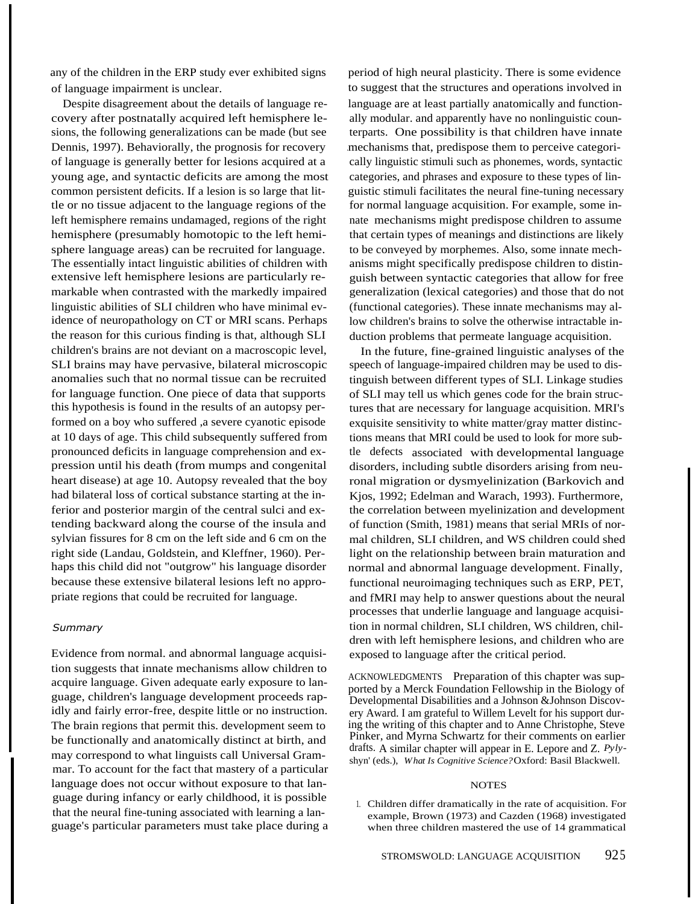any of the children in the ERP study ever exhibited signs of language impairment is unclear.

Despite disagreement about the details of language recovery after postnatally acquired left hemisphere lesions, the following generalizations can be made (but see Dennis, 1997). Behaviorally, the prognosis for recovery of language is generally better for lesions acquired at a young age, and syntactic deficits are among the most common persistent deficits. If a lesion is so large that little or no tissue adjacent to the language regions of the left hemisphere remains undamaged, regions of the right hemisphere (presumably homotopic to the left hemisphere language areas) can be recruited for language. The essentially intact linguistic abilities of children with extensive left hemisphere lesions are particularly remarkable when contrasted with the markedly impaired linguistic abilities of SLI children who have minimal evidence of neuropathology on CT or MRI scans. Perhaps the reason for this curious finding is that, although SLI children's brains are not deviant on a macroscopic level, SLI brains may have pervasive, bilateral microscopic anomalies such that no normal tissue can be recruited for language function. One piece of data that supports this hypothesis is found in the results of an autopsy performed on a boy who suffered ,a severe cyanotic episode at 10 days of age. This child subsequently suffered from pronounced deficits in language comprehension and expression until his death (from mumps and congenital heart disease) at age 10. Autopsy revealed that the boy had bilateral loss of cortical substance starting at the inferior and posterior margin of the central sulci and extending backward along the course of the insula and sylvian fissures for 8 cm on the left side and 6 cm on the right side (Landau, Goldstein, and Kleffner, 1960). Perhaps this child did not "outgrow" his language disorder because these extensive bilateral lesions left no appropriate regions that could be recruited for language.

### *Summary*

Evidence from normal. and abnormal language acquisition suggests that innate mechanisms allow children to acquire language. Given adequate early exposure to language, children's language development proceeds rapidly and fairly error-free, despite little or no instruction. The brain regions that permit this. development seem to be functionally and anatomically distinct at birth, and may correspond to what linguists call Universal Grammar. To account for the fact that mastery of a particular language does not occur without exposure to that language during infancy or early childhood, it is possible that the neural fine-tuning associated with learning a language's particular parameters must take place during a period of high neural plasticity. There is some evidence to suggest that the structures and operations involved in language are at least partially anatomically and functionally modular. and apparently have no nonlinguistic counterparts. One possibility is that children have innate mechanisms that, predispose them to perceive categorically linguistic stimuli such as phonemes, words, syntactic categories, and phrases and exposure to these types of linguistic stimuli facilitates the neural fine-tuning necessary for normal language acquisition. For example, some innate mechanisms might predispose children to assume that certain types of meanings and distinctions are likely to be conveyed by morphemes. Also, some innate mechanisms might specifically predispose children to distinguish between syntactic categories that allow for free generalization (lexical categories) and those that do not (functional categories). These innate mechanisms may allow children's brains to solve the otherwise intractable induction problems that permeate language acquisition.

In the future, fine-grained linguistic analyses of the speech of language-impaired children may be used to distinguish between different types of SLI. Linkage studies of SLI may tell us which genes code for the brain structures that are necessary for language acquisition. MRI's exquisite sensitivity to white matter/gray matter distinctions means that MRI could be used to look for more subtle defects associated with developmental language disorders, including subtle disorders arising from neuronal migration or dysmyelinization (Barkovich and Kjos, 1992; Edelman and Warach, 1993). Furthermore, the correlation between myelinization and development of function (Smith, 1981) means that serial MRIs of normal children, SLI children, and WS children could shed light on the relationship between brain maturation and normal and abnormal language development. Finally, functional neuroimaging techniques such as ERP, PET, and fMRI may help to answer questions about the neural processes that underlie language and language acquisition in normal children, SLI children, WS children, children with left hemisphere lesions, and children who are exposed to language after the critical period.

ACKNOWLEDGMENTS Preparation of this chapter was supported by a Merck Foundation Fellowship in the Biology of Developmental Disabilities and a Johnson &Johnson Discovery Award. I am grateful to Willem Levelt for his support during the writing of this chapter and to Anne Christophe, Steve Pinker, and Myrna Schwartz for their comments on earlier drafts. A similar chapter will appear in E. Lepore and Z. Pylyshyn' (eds.), *What Is Cognitive Science?* Oxford: Basil Blackwell.

## NOTES

1. Children differ dramatically in the rate of acquisition. For example, Brown (1973) and Cazden (1968) investigated when three children mastered the use of 14 grammatical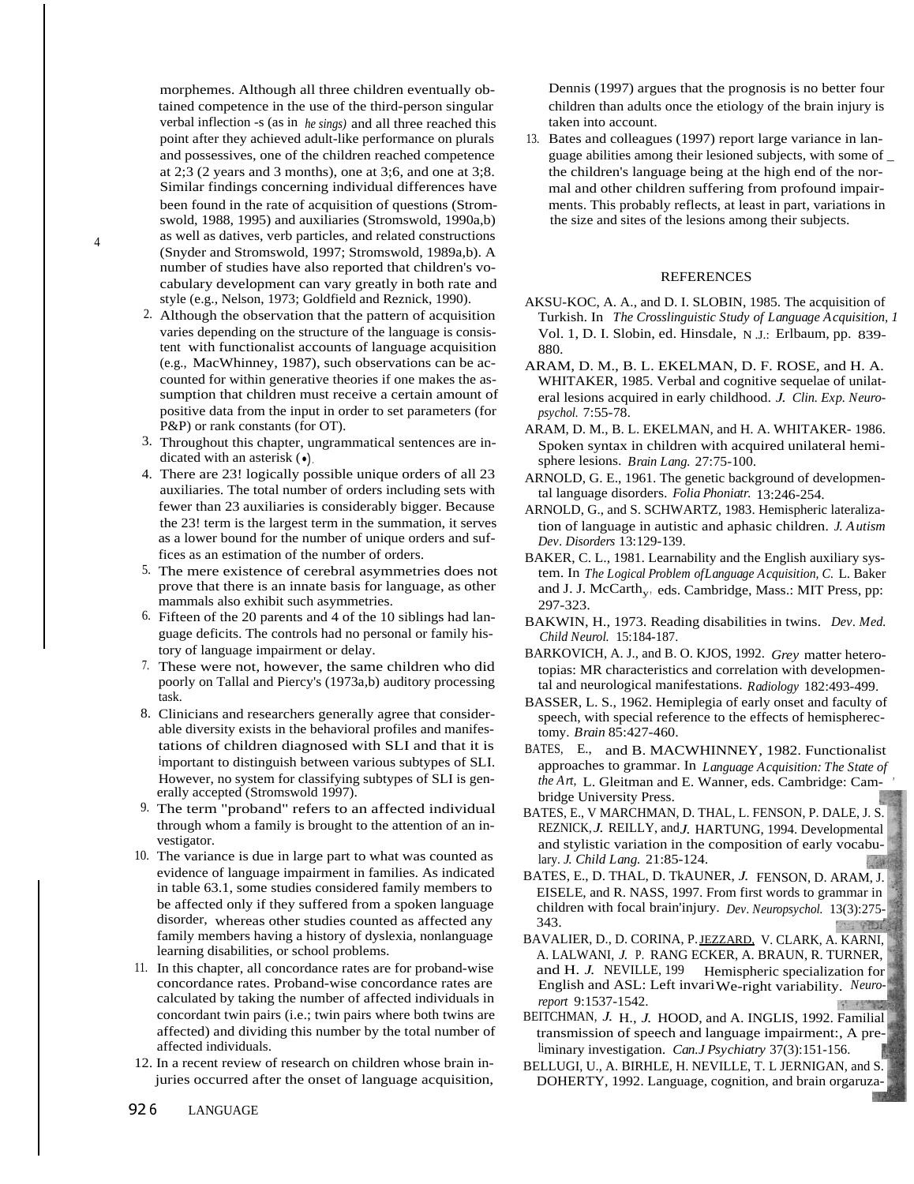morphemes. Although all three children eventually obtained competence in the use of the third-person singular verbal inflection -s (as in *he sings)* and all three reached this point after they achieved adult-like performance on plurals and possessives, one of the children reached competence at 2;3 (2 years and 3 months), one at 3;6, and one at 3;8. Similar findings concerning individual differences have been found in the rate of acquisition of questions (Stromswold, 1988, 1995) and auxiliaries (Stromswold, 1990a,b) as well as datives, verb particles, and related constructions (Snyder and Stromswold, 1997; Stromswold, 1989a,b). A number of studies have also reported that children's vocabulary development can vary greatly in both rate and style (e.g., Nelson, 1973; Goldfield and Reznick, 1990).

2. Although the observation that the pattern of acquisition varies depending on the structure of the language is consistent with functionalist accounts of language acquisition (e.g., MacWhinney, 1987), such observations can be accounted for within generative theories if one makes the assumption that children must receive a certain amount of positive data from the input in order to set parameters (for P&P) or rank constants (for OT).
3. Throughout this chapter, ungrammatical sentences are indicated with an asterisk (•).
4. There are 23! logically possible unique orders of all 23 auxiliaries. The total number of orders including sets with fewer than 23 auxiliaries is considerably bigger. Because the 23! term is the largest term in the summation, it serves as a lower bound for the number of unique orders and suffices as an estimation of the number of orders.
5. The mere existence of cerebral asymmetries does not prove that there is an innate basis for language, as other mammals also exhibit such asymmetries.
6. Fifteen of the 20 parents and 4 of the 10 siblings had language deficits. The controls had no personal or family history of language impairment or delay.
7. These were not, however, the same children who did poorly on Tallal and Piercy's (1973a,b) auditory processing task.
8. Clinicians and researchers generally agree that considerable diversity exists in the behavioral profiles and manifestations of children diagnosed with SLI and that it is important to distinguish between various subtypes of SLI. However, no system for classifying subtypes of SLI is generally accepted (Stromswold 1997).
9. The term "proband" refers to an affected individual through whom a family is brought to the attention of an investigator.
10. The variance is due in large part to what was counted as evidence of language impairment in families. As indicated in table 63.1, some studies considered family members to be affected only if they suffered from a spoken language disorder, whereas other studies counted as affected any family members having a history of dyslexia, nonlanguage learning disabilities, or school problems.
11. In this chapter, all concordance rates are for proband-wise concordance rates. Proband-wise concordance rates are calculated by taking the number of affected individuals in concordant twin pairs (i.e.; twin pairs where both twins are affected) and dividing this number by the total number of affected individuals.
12. In a recent review of research on children whose brain injuries occurred after the onset of language acquisition, Dennis (1997) argues that the prognosis is no better four children than adults once the etiology of the brain injury is taken into account.
13. Bates and colleagues (1997) report large variance in language abilities among their lesioned subjects, with some of the children's language being at the high end of the normal and other children suffering from profound impairments. This probably reflects, at least in part, variations in the size and sites of the lesions among their subjects.

## REFERENCES

AKSU-KOC, A. A., and D. I. SLOBIN, 1985. The acquisition of Turkish. In *The Crosslinguistic Study of Language Acquisition, 1* Vol. 1, D. I. Slobin, ed. Hinsdale, N.J.: Erlbaum, pp. 839-880.

ARAM, D. M., B. L. EKELMAN, D. F. ROSE, and H. A. WHITAKER, 1985. Verbal and cognitive sequelae of unilateral lesions acquired in early childhood. *J. Clin. Exp. Neuropsychol.* 7:55-78.

ARAM, D. M., B. L. EKELMAN, and H. A. WHITAKER- 1986. Spoken syntax in children with acquired unilateral hemisphere lesions. *Brain Lang.* 27:75-100.

ARNOLD, G. E., 1961. The genetic background of developmental language disorders. *Folia Phoniatr.* 13:246-254.

ARNOLD, G., and S. SCHWARTZ, 1983. Hemispheric lateralization of language in autistic and aphasic children. *J. Autism Dev. Disorders* 13:129-139.

BAKER, C. L., 1981. Learnability and the English auxiliary system. In *The Logical Problem of Language Acquisition,* C. L. Baker and J. J. McCarthy, eds. Cambridge, Mass.: MIT Press, pp: 297-323.

BAKWIN, H., 1973. Reading disabilities in twins. *Dev. Med. Child Neurol.* 15:184-187.

BARKOVICH, A. J., and B. O. KJOS, 1992. *Grey* matter heterotopias: MR characteristics and correlation with developmental and neurological manifestations. *Radiology* 182:493-499.

BASSER, L. S., 1962. Hemiplegia of early onset and faculty of speech, with special reference to the effects of hemispherectomy. *Brain* 85:427-460.

BATES, E., and B. MACWHINNEY, 1982. Functionalist approaches to grammar. In *Language Acquisition: The State of the Art,* L. Gleitman and E. Wanner, eds. Cambridge: Cambridge University Press.

BATES, E., V MARCHMAN, D. THAL, L. FENSON, P. DALE, J. S. REZNICK, J. REILLY, and J. HARTUNG, 1994. Developmental and stylistic variation in the composition of early vocabulary. *J. Child Lang.* 21:85-124.

BATES, E., D. THAL, D. TkAUNER, J. FENSON, D. ARAM, J. EISELE, and R. NASS, 1997. From first words to grammar in children with focal brain'injury. *Dev. Neuropsychol.* 13(3):275-343.

BAVALIER, D., D. CORINA, P. JEZZARD, V. CLARK, A. KARNI, A. LALWANI, J. P. RANG ECKER, A. BRAUN, R. TURNER, and H. J. NEVILLE, 199 Hemispheric specialization for English and ASL: Left invariWe-right variability. *Neuroreport* 9:1537-1542.

BEITCHMAN, J. H., J. HOOD, and A. INGLIS, 1992. Familial transmission of speech and language impairment:, A preliminary investigation. *Can.J Psychiatry* 37(3):151-156.

BELLUGI, U., A. BIRHLE, H. NEVILLE, T. L JERNIGAN, and S. DOHERTY, 1992. Language, cognition, and brain orgaruza-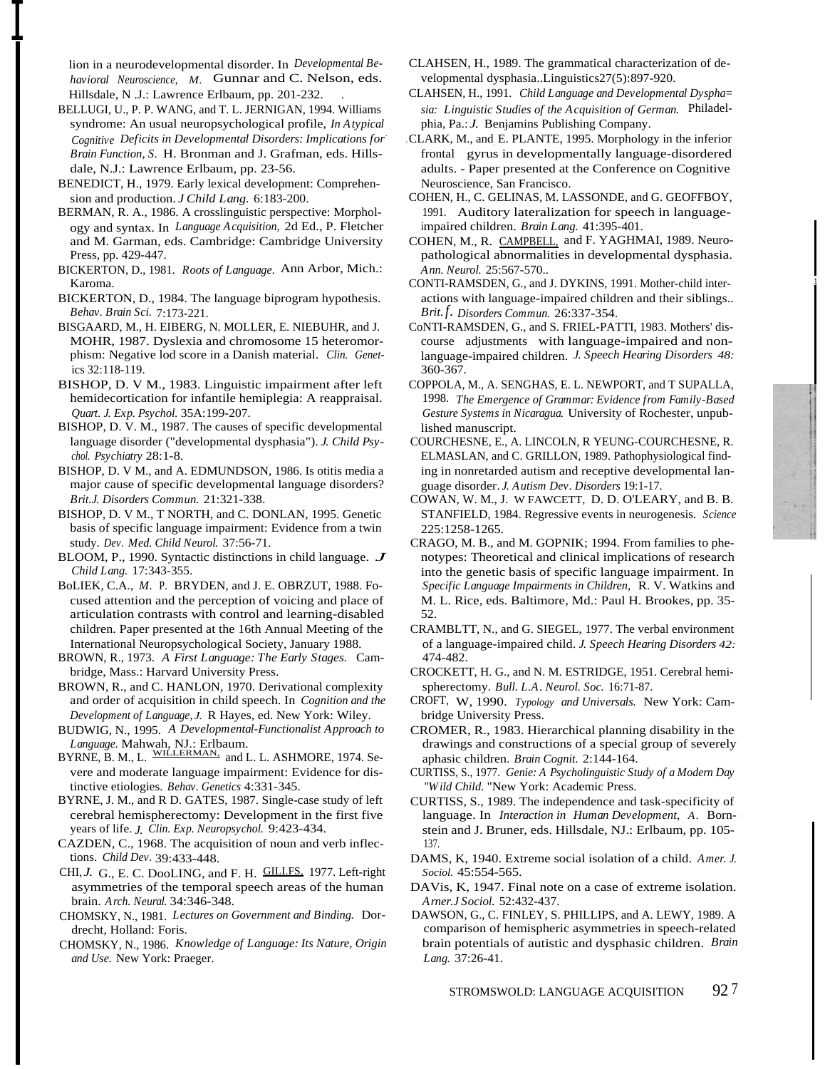lion in a neurodevelopmental disorder. In *Developmental Behavioral Neuroscience,* M. Gunnar and C. Nelson, eds. Hillsdale, N.J.: Lawrence Erlbaum, pp. 201-232.

BELLUGI, U., P. P. WANG, and T. L. JERNIGAN, 1994. Williams syndrome: An usual neuropsychological profile, *In Atypical Cognitive Deficits in Developmental Disorders: Implications for Brain Function, S.* H. Bronman and J. Grafman, eds. Hillsdale, N.J.: Lawrence Erlbaum, pp. 23-56.

BENEDICT, H., 1979. Early lexical development: Comprehension and production. *J Child Lang.* 6:183-200.

BERMAN, R. A., 1986. A crosslinguistic perspective: Morphology and syntax. In *Language Acquisition,* 2d Ed., P. Fletcher and M. Garman, eds. Cambridge: Cambridge University Press, pp. 429-447.

BICKERTON, D., 1981. *Roots of Language.* Ann Arbor, Mich.: Karoma.

BICKERTON, D., 1984. The language bioprogram hypothesis. *Behav. Brain Sci.* 7:173-221.

BISGAARD, M., H. EIBERG, N. MOLLER, E. NIEBUHR, and J. MOHR, 1987. Dyslexia and chromosome 15 heteromorphism: Negative lod score in a Danish material. *Clin. Genetics* 32:118-119.

BISHOP, D. V M., 1983. Linguistic impairment after left hemidecortication for infantile hemiplegia: A reappraisal. *Quart. J. Exp. Psychol.* 35A:199-207.

BISHOP, D. V. M., 1987. The causes of specific developmental language disorder ("developmental dysphasia"). *J. Child Psychol. Psychiatry* 28:1-8.

BISHOP, D. V M., and A. EDMUNDSON, 1986. Is otitis media a major cause of specific developmental language disorders? *Brit.J. Disorders Commun.* 21:321-338.

BISHOP, D. V M., T NORTH, and C. DONLAN, 1995. Genetic basis of specific language impairment: Evidence from a twin study. *Dev. Med. Child Neurol.* 37:56-71.

BLOOM, P., 1990. Syntactic distinctions in child language. *J Child Lang.* 17:343-355.

BoLIEK, C.A., M. P. BRYDEN, and J. E. OBRZUT, 1988. Focused attention and the perception of voicing and place of articulation contrasts with control and learning-disabled children. Paper presented at the 16th Annual Meeting of the International Neuropsychological Society, January 1988.

BROWN, R., 1973. *A First Language: The Early Stages.* Cambridge, Mass.: Harvard University Press.

BROWN, R., and C. HANLON, 1970. Derivational complexity and order of acquisition in child speech. In *Cognition and the Development of Language, J.* R Hayes, ed. New York: Wiley.

BUDWIG, N., 1995. *A Developmental-Functionalist Approach to Language.* Mahwah, NJ.: Erlbaum.

BYRNE, B. M., L. WILLERMAN, and L. L. ASHMORE, 1974. Severe and moderate language impairment: Evidence for distinctive etiologies. *Behav. Genetics* 4:331-345.

BYRNE, J. M., and R D. GATES, 1987. Single-case study of left cerebral hemispherectomy: Development in the first five years of life. *J. Clin. Exp. Neuropsychol.* 9:423-434.

CAZDEN, C., 1968. The acquisition of noun and verb inflections. *Child Dev.* 39:433-448.

CHI, J. G., E. C. DooLING, and F. H. GILLES, 1977. Left-right asymmetries of the temporal speech areas of the human brain. *Arch. Neural.* 34:346-348.

CHOMSKY, N., 1981. *Lectures on Government and Binding.* Dordrecht, Holland: Foris.

CHOMSKY, N., 1986. *Knowledge of Language: Its Nature, Origin and Use.* New York: Praeger.

CLAHSEN, H., 1989. The grammatical characterization of developmental dysphasia..Linguistics27(5):897-920.

CLAHSEN, H., 1991. *Child Language and Developmental Dysphasia: Linguistic Studies of the Acquisition of German.* Philadelphia, Pa.: *J.* Benjamins Publishing Company.

CLARK, M., and E. PLANTE, 1995. Morphology in the inferior frontal gyrus in developmentally language-disordered adults. - Paper presented at the Conference on Cognitive Neuroscience, San Francisco.

COHEN, H., C. GELINAS, M. LASSONDE, and G. GEOFFBOY, 1991. Auditory lateralization for speech in language-impaired children. *Brain Lang.* 41:395-401.

COHEN, M., R. CAMPBELL, and F. YAGHMAI, 1989. Neuropathological abnormalities in developmental dysphasia. *Ann. Neurol.* 25:567-570..

CONTI-RAMSDEN, G., and J. DYKINS, 1991. Mother-child interactions with language-impaired children and their siblings.. *Brit.f. Disorders Commun.* 26:337-354.

CoNTI-RAMSDEN, G., and S. FRIEL-PATTI, 1983. Mothers' discourse adjustments with language-impaired and non-language-impaired children. *J. Speech Hearing Disorders 48:* 360-367.

COPPOLA, M., A. SENGHAS, E. L. NEWPORT, and T SUPALLA, 1998. *The Emergence of Grammar: Evidence from Family-Based Gesture Systems in Nicaragua.* University of Rochester, unpublished manuscript.

COURCHESNE, E., A. LINCOLN, R YEUNG-COURCHESNE, R. ELMASLAN, and C. GRILLON, 1989. Pathophysiological finding in nonretarded autism and receptive developmental language disorder. *J. Autism Dev. Disorders* 19:1-17.

COWAN, W. M., J. W FAWCETT, D. D. O'LEARY, and B. B. STANFIELD, 1984. Regressive events in neurogenesis. *Science* 225:1258-1265.

CRAGO, M. B., and M. GOPNIK; 1994. From families to phenotypes: Theoretical and clinical implications of research into the genetic basis of specific language impairment. In *Specific Language Impairments in Children,* R. V. Watkins and M. L. Rice, eds. Baltimore, Md.: Paul H. Brookes, pp. 35-52.

CRAMBLTT, N., and G. SIEGEL, 1977. The verbal environment of a language-impaired child. *J. Speech Hearing Disorders 42:* 474-482.

CROCKETT, H. G., and N. M. ESTRIDGE, 1951. Cerebral hemispherectomy. *Bull. L.A. Neurol. Soc.* 16:71-87.

CROFT, W, 1990. *Typology and Universals.* New York: Cambridge University Press.

CROMER, R., 1983. Hierarchical planning disability in the drawings and constructions of a special group of severely aphasic children. *Brain Cognit.* 2:144-164.

CURTISS, S., 1977. *Genie: A Psycholinguistic Study of a Modern Day "Wild Child.* "New York: Academic Press.

CURTISS, S., 1989. The independence and task-specificity of language. In *Interaction in Human Development, A.* Bornstein and J. Bruner, eds. Hillsdale, NJ.: Erlbaum, pp. 105-137.

DAMS, K, 1940. Extreme social isolation of a child. *Amer. J. Sociol.* 45:554-565.

DAVis, K, 1947. Final note on a case of extreme isolation. *Arner.J Sociol.* 52:432-437.

DAWSON, G., C. FINLEY, S. PHILLIPS, and A. LEWY, 1989. A comparison of hemispheric asymmetries in speech-related brain potentials of autistic and dysphasic children. *Brain Lang.* 37:26-41.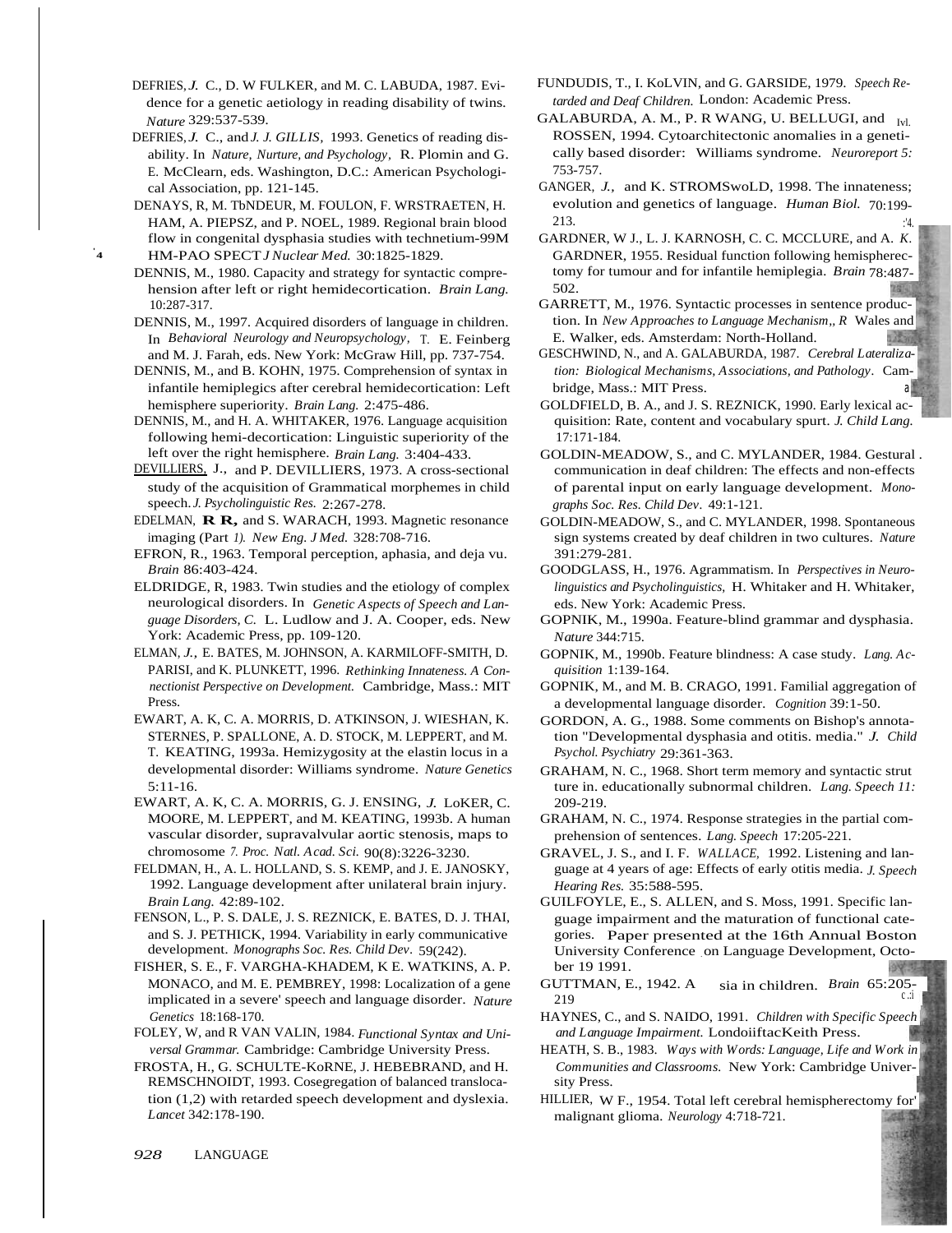DEFRIES, *J.* C., D. W FULKER, and M. C. LABUDA, 1987. Evidence for a genetic aetiology in reading disability of twins. *Nature* 329:537-539.

DEFRIES, *J.* C., and *J. J. GILLIS,* 1993. Genetics of reading disability. In *Nature, Nurture, and Psychology,* R. Plomin and G. E. McClearn, eds. Washington, D.C.: American Psychological Association, pp. 121-145.

DENAYS, R, M. TbNDEUR, M. FOULON, F. WRSTRAETEN, H. HAM, A. PIEPSZ, and P. NOEL, 1989. Regional brain blood flow in congenital dysphasia studies with technetium-99M HM-PAO SPECT *J Nuclear Med.* 30:1825-1829.

DENNIS, M., 1980. Capacity and strategy for syntactic comprehension after left or right hemidecortication. *Brain Lang.* 10:287-317.

DENNIS, M., 1997. Acquired disorders of language in children. In *Behavioral Neurology and Neuropsychology,* T. E. Feinberg and M. J. Farah, eds. New York: McGraw Hill, pp. 737-754.

DENNIS, M., and B. KOHN, 1975. Comprehension of syntax in infantile hemiplegics after cerebral hemidecortication: Left hemisphere superiority. *Brain Lang.* 2:475-486.

DENNIS, M., and H. A. WHITAKER, 1976. Language acquisition following hemi-decortication: Linguistic superiority of the left over the right hemisphere. *Brain Lang.* 3:404-433.

DEVILLIERS, J., and P. DEVILLIERS, 1973. A cross-sectional study of the acquisition of Grammatical morphemes in child speech. *J. Psycholinguistic Res.* 2:267-278.

EDELMAN, **R R,** and S. WARACH, 1993. Magnetic resonance imaging (Part *1). New Eng. J Med.* 328:708-716.

EFRON, R., 1963. Temporal perception, aphasia, and deja vu. *Brain* 86:403-424.

ELDRIDGE, R, 1983. Twin studies and the etiology of complex neurological disorders. In *Genetic Aspects of Speech and Language Disorders, C.* L. Ludlow and J. A. Cooper, eds. New York: Academic Press, pp. 109-120.

ELMAN, *J.,* E. BATES, M. JOHNSON, A. KARMILOFF-SMITH, D. PARISI, and K. PLUNKETT, 1996. *Rethinking Innateness. A Connectionist Perspective on Development.* Cambridge, Mass.: MIT Press.

EWART, A. K, C. A. MORRIS, D. ATKINSON, J. WIESHAN, K. STERNES, P. SPALLONE, A. D. STOCK, M. LEPPERT, and M. T. KEATING, 1993a. Hemizygosity at the elastin locus in a developmental disorder: Williams syndrome. *Nature Genetics* 5:11-16.

EWART, A. K, C. A. MORRIS, G. J. ENSING, *J.* LoKER, C. MOORE, M. LEPPERT, and M. KEATING, 1993b. A human vascular disorder, supravalvular aortic stenosis, maps to chromosome *7. Proc. Natl. Acad. Sci.* 90(8):3226-3230.

FELDMAN, H., A. L. HOLLAND, S. S. KEMP, and J. E. JANOSKY, 1992. Language development after unilateral brain injury. *Brain Lang.* 42:89-102.

FENSON, L., P. S. DALE, J. S. REZNICK, E. BATES, D. J. THAI, and S. J. PETHICK, 1994. Variability in early communicative development. *Monographs Soc. Res. Child Dev.* 59(242).

FISHER, S. E., F. VARGHA-KHADEM, K E. WATKINS, A. P. MONACO, and M. E. PEMBREY, 1998: Localization of a gene implicated in a severe' speech and language disorder. *Nature Genetics* 18:168-170.

FOLEY, W, and R VAN VALIN, 1984. *Functional Syntax and Universal Grammar.* Cambridge: Cambridge University Press.

FROSTA, H., G. SCHULTE-KoRNE, J. HEBEBRAND, and H. REMSCHNOIDT, 1993. Cosegregation of balanced translocation (1,2) with retarded speech development and dyslexia. *Lancet* 342:178-190.

FUNDUDIS, T., I. KoLVIN, and G. GARSIDE, 1979. *Speech Retarded and Deaf Children.* London: Academic Press.

GALABURDA, A. M., P. R WANG, U. BELLUGI, and M. ROSSEN, 1994. Cytoarchitectonic anomalies in a genetically based disorder: Williams syndrome. *Neuroreport 5:* 753-757.

GANGER, *J.,* and K. STROMSwoLD, 1998. The innateness; evolution and genetics of language. *Human Biol.* 70:199-213.

GARDNER, W J., L. J. KARNOSH, C. C. MCCLURE, and A. *K.* GARDNER, 1955. Residual function following hemispherectomy for tumour and for infantile hemiplegia. *Brain* 78:487-502.

GARRETT, M., 1976. Syntactic processes in sentence production. In *New Approaches to Language Mechanism,, R* Wales and E. Walker, eds. Amsterdam: North-Holland.

GESCHWIND, N., and A. GALABURDA, 1987. *Cerebral Lateralization: Biological Mechanisms, Associations, and Pathology.* Cambridge, Mass.: MIT Press.

GOLDFIELD, B. A., and J. S. REZNICK, 1990. Early lexical acquisition: Rate, content and vocabulary spurt. *J. Child Lang.* 17:171-184.

GOLDIN-MEADOW, S., and C. MYLANDER, 1984. Gestural communication in deaf children: The effects and non-effects of parental input on early language development. *Monographs Soc. Res. Child Dev.* 49:1-121.

GOLDIN-MEADOW, S., and C. MYLANDER, 1998. Spontaneous sign systems created by deaf children in two cultures. *Nature* 391:279-281.

GOODGLASS, H., 1976. Agrammatism. In *Perspectives in Neurolinguistics and Psycholinguistics,* H. Whitaker and H. Whitaker, eds. New York: Academic Press.

GOPNIK, M., 1990a. Feature-blind grammar and dysphasia. *Nature* 344:715.

GOPNIK, M., 1990b. Feature blindness: A case study. *Lang. Acquisition* 1:139-164.

GOPNIK, M., and M. B. CRAGO, 1991. Familial aggregation of a developmental language disorder. *Cognition* 39:1-50.

GORDON, A. G., 1988. Some comments on Bishop's annotation "Developmental dysphasia and otitis. media." *J. Child Psychol. Psychiatry* 29:361-363.

GRAHAM, N. C., 1968. Short term memory and syntactic strut ture in. educationally subnormal children. *Lang. Speech 11:* 209-219.

GRAHAM, N. C., 1974. Response strategies in the partial comprehension of sentences. *Lang. Speech* 17:205-221.

GRAVEL, J. S., and I. F. *WALLACE,* 1992. Listening and language at 4 years of age: Effects of early otitis media. *J. Speech Hearing Res.* 35:588-595.

GUILFOYLE, E., S. ALLEN, and S. Moss, 1991. Specific language impairment and the maturation of functional categories. Paper presented at the 16th Annual Boston University Conference on Language Development, October 19 1991.

GUTTMAN, E., 1942. A sia in children. *Brain* 65:205-219

HAYNES, C., and S. NAIDO, 1991. *Children with Specific Speech and Language Impairment.* LondoiiftacKeith Press.

HEATH, S. B., 1983. *Ways with Words: Language, Life and Work in Communities and Classrooms.* New York: Cambridge University Press.

HILLIER, W F., 1954. Total left cerebral hemispherectomy for' malignant glioma. *Neurology* 4:718-721.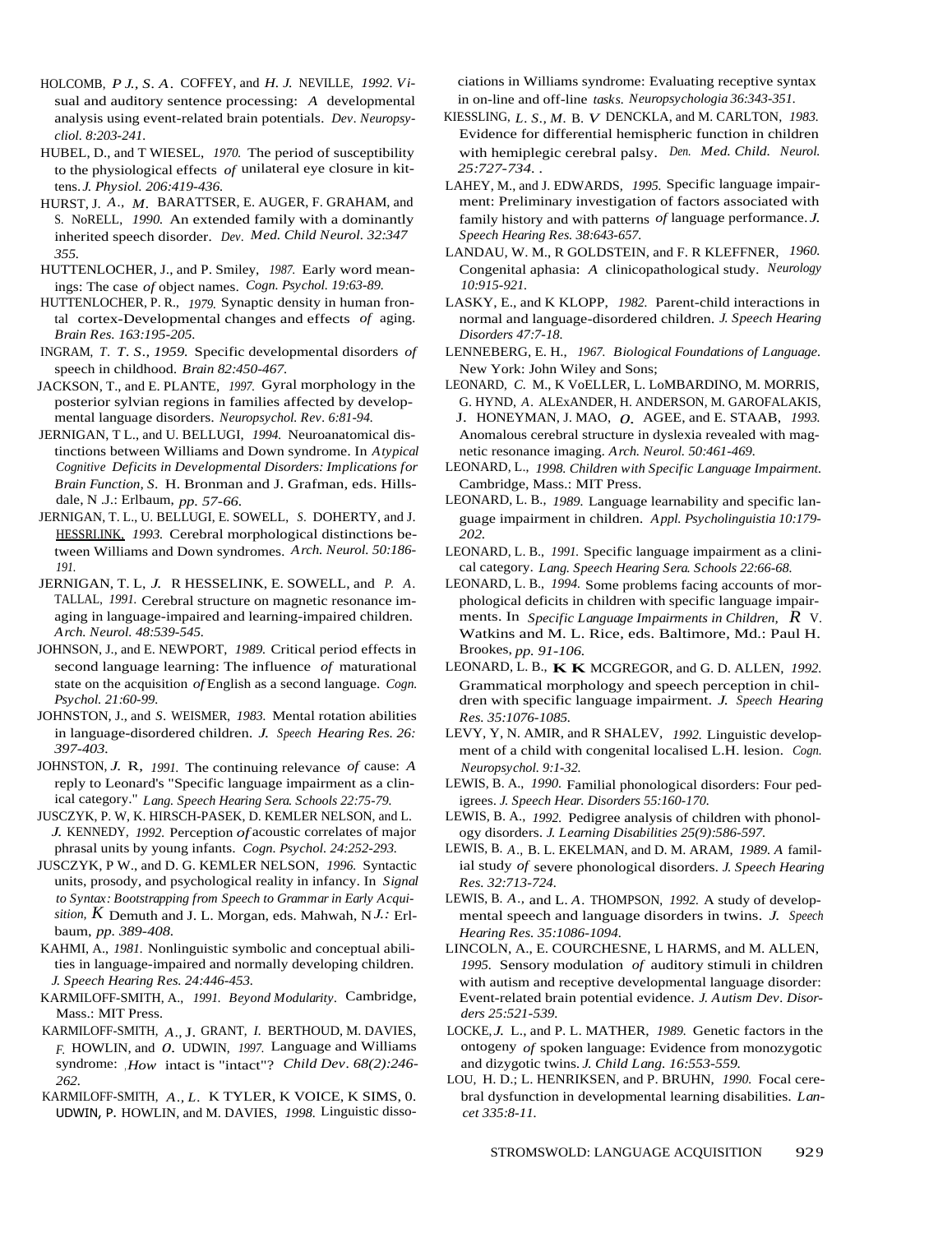HOLCOMB, P. J., S. A. COFFEY, and H. J. NEVILLE, 1992. Visual and auditory sentence processing: A developmental analysis using event-related brain potentials. *Dev. Neuropsycliol. 8:203-241.*

HUBEL, D., and T WIESEL, 1970. The period of susceptibility to the physiological effects of unilateral eye closure in kittens. *J. Physiol. 206:419-436.*

HURST, J. A., M. BARATTSER, E. AUGER, F. GRAHAM, and S. NoRELL, 1990. An extended family with a dominantly inherited speech disorder. *Dev. Med. Child Neurol. 32:347 355.*

HUTTENLOCHER, J., and P. Smiley, 1987. Early word meanings: The case of object names. *Cogn. Psychol. 19:63-89.*

HUTTENLOCHER, P. R., 1979. Synaptic density in human frontal cortex-Developmental changes and effects of aging. *Brain Res. 163:195-205.*

INGRAM, T. T. S., 1959. Specific developmental disorders of speech in childhood. *Brain 82:450-467.*

JACKSON, T., and E. PLANTE, 1997. Gyral morphology in the posterior sylvian regions in families affected by developmental language disorders. *Neuropsychol. Rev. 6:81-94.*

JERNIGAN, T L., and U. BELLUGI, 1994. Neuroanatomical distinctions between Williams and Down syndrome. In *Atypical Cognitive Deficits in Developmental Disorders: Implications for Brain Function, S.* H. Bronman and J. Grafman, eds. Hillsdale, N .J.: Erlbaum, *pp. 57-66.*

JERNIGAN, T. L., U. BELLUGI, E. SOWELL, S. DOHERTY, and J. HESSRLINK, 1993. Cerebral morphological distinctions between Williams and Down syndromes. *Arch. Neurol. 50:186-191.*

JERNIGAN, T. L, J. R HESSELINK, E. SOWELL, and P. A. TALLAL, 1991. Cerebral structure on magnetic resonance imaging in language-impaired and learning-impaired children. *Arch. Neurol. 48:539-545.*

JOHNSON, J., and E. NEWPORT, 1989. Critical period effects in second language learning: The influence of maturational state on the acquisition of English as a second language. *Cogn. Psychol. 21:60-99.*

JOHNSTON, J., and S. WEISMER, 1983. Mental rotation abilities in language-disordered children. *J. Speech Hearing Res. 26: 397-403.*

JOHNSTON, J. R, 1991. The continuing relevance of cause: A reply to Leonard's "Specific language impairment as a clinical category." *Lang. Speech Hearing Sera. Schools 22:75-79.*

JUSCZYK, P. W, K. HIRSCH-PASEK, D. KEMLER NELSON, and L. J. KENNEDY, 1992. Perception of acoustic correlates of major phrasal units by young infants. *Cogn. Psychol. 24:252-293.*

JUSCZYK, P W., and D. G. KEMLER NELSON, 1996. Syntactic units, prosody, and psychological reality in infancy. In *Signal to Syntax: Bootstrapping from Speech to Grammar in Early Acquisition, K* Demuth and J. L. Morgan, eds. Mahwah, N J.: Erlbaum, *pp. 389-408.*

KAHMI, A., 1981. Nonlinguistic symbolic and conceptual abilities in language-impaired and normally developing children. *J. Speech Hearing Res. 24:446-453.*

KARMILOFF-SMITH, A., 1991. *Beyond Modularity*. Cambridge, Mass.: MIT Press.

KARMILOFF-SMITH, A., J. GRANT, I. BERTHOUD, M. DAVIES, F. HOWLIN, and O. UDWIN, 1997. Language and Williams syndrome: How intact is "intact"? *Child Dev. 68(2):246-262.*

KARMILOFF-SMITH, A., L. K TYLER, K VOICE, K SIMS, 0. UDWIN, P. HOWLIN, and M. DAVIES, 1998. Linguistic dissociations in Williams syndrome: Evaluating receptive syntax in on-line and off-line tasks. *Neuropsychologia 36:343-351.*

KIESSLING, L. S., M. B. V DENCKLA, and M. CARLTON, 1983. Evidence for differential hemispheric function in children with hemiplegic cerebral palsy. *Den. Med. Child. Neurol. 25:727-734.*

LAHEY, M., and J. EDWARDS, 1995. Specific language impairment: Preliminary investigation of factors associated with family history and with patterns of language performance. *J. Speech Hearing Res. 38:643-657.*

LANDAU, W. M., R GOLDSTEIN, and F. R KLEFFNER, 1960. Congenital aphasia: A clinicopathological study. *Neurology 10:915-921.*

LASKY, E., and K KLOPP, 1982. Parent-child interactions in normal and language-disordered children. *J. Speech Hearing Disorders 47:7-18.*

LENNEBERG, E. H., 1967. *Biological Foundations of Language*. New York: John Wiley and Sons;

LEONARD, C. M., K VoELLER, L. LoMBARDINO, M. MORRIS, G. HYND, A. ALExANDER, H. ANDERSON, M. GAROFALAKIS, J. HONEYMAN, J. MAO, O. AGEE, and E. STAAB, 1993. Anomalous cerebral structure in dyslexia revealed with magnetic resonance imaging. *Arch. Neurol. 50:461-469.*

LEONARD, L., 1998. *Children with Specific Language Impairment.* Cambridge, Mass.: MIT Press.

LEONARD, L. B., 1989. Language learnability and specific language impairment in children. *Appl. Psycholinguistia 10:179-202.*

LEONARD, L. B., 1991. Specific language impairment as a clinical category. *Lang. Speech Hearing Sera. Schools 22:66-68.*

LEONARD, L. B., 1994. Some problems facing accounts of morphological deficits in children with specific language impairments. In *Specific Language Impairments in Children, R* V. Watkins and M. L. Rice, eds. Baltimore, Md.: Paul H. Brookes, *pp. 91-106.*

LEONARD, L. B., K K MCGREGOR, and G. D. ALLEN, 1992. Grammatical morphology and speech perception in children with specific language impairment. *J. Speech Hearing Res. 35:1076-1085.*

LEVY, Y, N. AMIR, and R SHALEV, 1992. Linguistic development of a child with congenital localised L.H. lesion. *Cogn. Neuropsychol. 9:1-32.*

LEWIS, B. A., 1990. Familial phonological disorders: Four pedigrees. *J. Speech Hear. Disorders 55:160-170.*

LEWIS, B. A., 1992. Pedigree analysis of children with phonology disorders. *J. Learning Disabilities 25(9):586-597.*

LEWIS, B. A., B. L. EKELMAN, and D. M. ARAM, 1989. A familial study of severe phonological disorders. *J. Speech Hearing Res. 32:713-724.*

LEWIS, B. A., and L. A. THOMPSON, 1992. A study of developmental speech and language disorders in twins. *J. Speech Hearing Res. 35:1086-1094.*

LINCOLN, A., E. COURCHESNE, L HARMS, and M. ALLEN, 1995. Sensory modulation of auditory stimuli in children with autism and receptive developmental language disorder: Event-related brain potential evidence. *J. Autism Dev. Disorders 25:521-539.*

LOCKE, J. L., and P. L. MATHER, 1989. Genetic factors in the ontogeny of spoken language: Evidence from monozygotic and dizygotic twins. *J. Child Lang. 16:553-559.*

LOU, H. D.; L. HENRIKSEN, and P. BRUHN, 1990. Focal cerebral dysfunction in developmental learning disabilities. *Lancet 335:8-11.*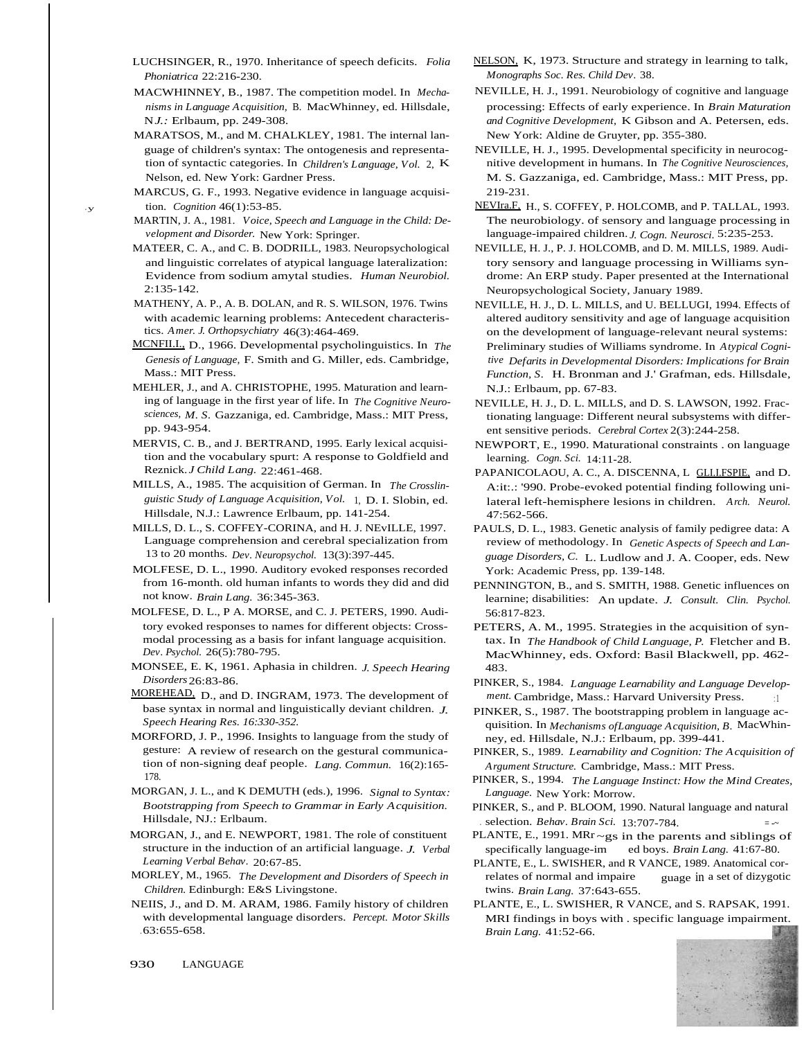LUCHSINGER, R., 1970. Inheritance of speech deficits. *Folia Phoniatrica* 22:216-230.

MACWHINNEY, B., 1987. The competition model. In *Mechanisms in Language Acquisition,* B. MacWhinney, ed. Hillsdale, N*J.:* Erlbaum, pp. 249-308.

MARATSOS, M., and M. CHALKLEY, 1981. The internal language of children's syntax: The ontogenesis and representation of syntactic categories. In *Children's Language, Vol.* 2, K Nelson, ed. New York: Gardner Press.

MARCUS, G. F., 1993. Negative evidence in language acquisition. *Cognition* 46(1):53-85.

MARTIN, J. A., 1981. *Voice, Speech and Language in the Child: Development and Disorder.* New York: Springer.

MATEER, C. A., and C. B. DODRILL, 1983. Neuropsychological and linguistic correlates of atypical language lateralization: Evidence from sodium amytal studies. *Human Neurobiol.* 2:135-142.

MATHENY, A. P., A. B. DOLAN, and R. S. WILSON, 1976. Twins with academic learning problems: Antecedent characteristics. *Amer. J. Orthopsychiatry* 46(3):464-469.

MCNFIL.L, D., 1966. Developmental psycholinguistics. In *The Genesis of Language,* F. Smith and G. Miller, eds. Cambridge, Mass.: MIT Press.

MEHLER, J., and A. CHRISTOPHE, 1995. Maturation and learning of language in the first year of life. In *The Cognitive Neurosciences, M. S.* Gazzaniga, ed. Cambridge, Mass.: MIT Press, pp. 943-954.

MERVIS, C. B., and J. BERTRAND, 1995. Early lexical acquisition and the vocabulary spurt: A response to Goldfield and Reznick. *J Child Lang.* 22:461-468.

MILLS, A., 1985. The acquisition of German. In *The Crosslinguistic Study of Language Acquisition, Vol.* 1, D. I. Slobin, ed. Hillsdale, N.J.: Lawrence Erlbaum, pp. 141-254.

MILLS, D. L., S. COFFEY-CORINA, and H. J. NEvILLE, 1997. Language comprehension and cerebral specialization from 13 to 20 months. *Dev. Neuropsychol.* 13(3):397-445.

MOLFESE, D. L., 1990. Auditory evoked responses recorded from 16-month. old human infants to words they did and did not know. *Brain Lang.* 36:345-363.

MOLFESE, D. L., P A. MORSE, and C. J. PETERS, 1990. Auditory evoked responses to names for different objects: Cross-modal processing as a basis for infant language acquisition. *Dev. Psychol.* 26(5):780-795.

MONSEE, E. K, 1961. Aphasia in children. *J. Speech Hearing Disorders* 26:83-86.

MOREHEAD, D., and D. INGRAM, 1973. The development of base syntax in normal and linguistically deviant children. *J. Speech Hearing Res. 16:330-352.*

MORFORD, J. P., 1996. Insights to language from the study of gesture: A review of research on the gestural communication of non-signing deaf people. *Lang. Commun.* 16(2):165-178.

MORGAN, J. L., and K DEMUTH (eds.), 1996. *Signal to Syntax: Bootstrapping from Speech to Grammar in Early Acquisition.* Hillsdale, NJ.: Erlbaum.

MORGAN, J., and E. NEWPORT, 1981. The role of constituent structure in the induction of an artificial language. *J. Verbal Learning Verbal Behav.* 20:67-85.

MORLEY, M., 1965. *The Development and Disorders of Speech in Children.* Edinburgh: E&S Livingstone.

NEIIS, J., and D. M. ARAM, 1986. Family history of children with developmental language disorders. *Percept. Motor Skills* 63:655-658.

NELSON, K, 1973. Structure and strategy in learning to talk, *Monographs Soc. Res. Child Dev.* 38.

NEVILLE, H. J., 1991. Neurobiology of cognitive and language processing: Effects of early experience. In *Brain Maturation and Cognitive Development,* K Gibson and A. Petersen, eds. New York: Aldine de Gruyter, pp. 355-380.

NEVILLE, H. J., 1995. Developmental specificity in neurocognitive development in humans. In *The Cognitive Neurosciences,* M. S. Gazzaniga, ed. Cambridge, Mass.: MIT Press, pp. 219-231.

NEVIra.F, H., S. COFFEY, P. HOLCOMB, and P. TALLAL, 1993. The neurobiology. of sensory and language processing in language-impaired children. *J. Cogn. Neurosci.* 5:235-253.

NEVILLE, H. J., P. J. HOLCOMB, and D. M. MILLS, 1989. Auditory sensory and language processing in Williams syndrome: An ERP study. Paper presented at the International Neuropsychological Society, January 1989.

NEVILLE, H. J., D. L. MILLS, and U. BELLUGI, 1994. Effects of altered auditory sensitivity and age of language acquisition on the development of language-relevant neural systems: Preliminary studies of Williams syndrome. In *Atypical Cognitive Defarits in Developmental Disorders: Implications for Brain Function, S.* H. Bronman and J.' Grafman, eds. Hillsdale, N.J.: Erlbaum, pp. 67-83.

NEVILLE, H. J., D. L. MILLS, and D. S. LAWSON, 1992. Fractionating language: Different neural subsystems with different sensitive periods. *Cerebral Cortex* 2(3):244-258.

NEWPORT, E., 1990. Maturational constraints . on language learning. *Cogn. Sci.* 14:11-28.

PAPANICOLAOU, A. C., A. DISCENNA, L GLLLFSPIE, and D. A:it:.: '990. Probe-evoked potential finding following unilateral left-hemisphere lesions in children. *Arch. Neurol.* 47:562-566.

PAULS, D. L., 1983. Genetic analysis of family pedigree data: A review of methodology. In *Genetic Aspects of Speech and Language Disorders, C.* L. Ludlow and J. A. Cooper, eds. New York: Academic Press, pp. 139-148.

PENNINGTON, B., and S. SMITH, 1988. Genetic influences on learnine; disabilities: An update. *J. Consult. Clin. Psychol.* 56:817-823.

PETERS, A. M., 1995. Strategies in the acquisition of syntax. In *The Handbook of Child Language, P.* Fletcher and B. MacWhinney, eds. Oxford: Basil Blackwell, pp. 462-483.

PINKER, S., 1984. *Language Learnability and Language Development.* Cambridge, Mass.: Harvard University Press.

PINKER, S., 1987. The bootstrapping problem in language acquisition. In *Mechanisms ofLanguage Acquisition, B.* MacWhinney, ed. Hillsdale, N.J.: Erlbaum, pp. 399-441.

PINKER, S., 1989. *Learnability and Cognition: The Acquisition of Argument Structure.* Cambridge, Mass.: MIT Press.

PINKER, S., 1994. *The Language Instinct: How the Mind Creates, Language.* New York: Morrow.

PINKER, S., and P. BLOOM, 1990. Natural language and natural selection. *Behav. Brain Sci.* 13:707-784.

PLANTE, E., 1991. MRr~gs in the parents and siblings of specifically language-im ed boys. *Brain Lang.* 41:67-80.

PLANTE, E., L. SWISHER, and R VANCE, 1989. Anatomical correlates of normal and impaire guage in a set of dizygotic twins. *Brain Lang.* 37:643-655.

PLANTE, E., L. SWISHER, R VANCE, and S. RAPSAK, 1991. MRI findings in boys with . specific language impairment. *Brain Lang.* 41:52-66.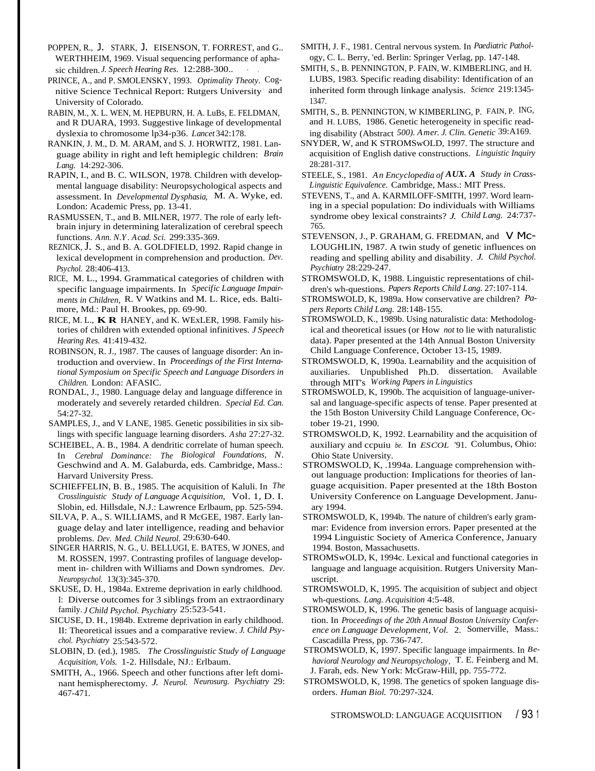POPPEN, R., J. STARK, J. EISENSON, T. FORREST, and G.. WERTHHEIM, 1969. Visual sequencing performance of aphasic children. *J. Speech Hearing Res.* 12:288-300..

PRINCE, A., and P. SMOLENSKY, 1993. *Optimality Theoty*. Cognitive Science Technical Report: Rutgers University and University of Colorado.

RABIN, M., X. L. WEN, M. HEPBURN, H. A. LuBs, E. FELDMAN, and R DUARA, 1993. Suggestive linkage of developmental dyslexia to chromosome lp34-p36. *Lancet* 342:178.

RANKIN, J. M., D. M. ARAM, and S. J. HORWITZ, 1981. Language ability in right and left hemiplegic children: *Brain Lang.* 14:292-306.

RAPIN, I., and B. C. WILSON, 1978. Children with developmental language disability: Neuropsychological aspects and assessment. In *Developmental Dysphasia*, M. A. Wyke, ed. London: Academic Press, pp. 13-41.

RASMUSSEN, T., and B. MILNER, 1977. The role of early left-brain injury in determining lateralization of cerebral speech functions. *Ann. N.Y. Acad. Sci.* 299:335-369.

REZNICK, J. S., and B. A. GOLDFIELD, 1992. Rapid change in lexical development in comprehension and production. *Dev. Psychol.* 28:406-413.

RICE, M. L., 1994. Grammatical categories of children with specific language impairments. In *Specific Language Impairments in Children*, R. V Watkins and M. L. Rice, eds. Baltimore, Md.: Paul H. Brookes, pp. 69-90.

RICE, M. L., **K R** HANEY, and K. WExLER, 1998. Family histories of children with extended optional infinitives. *J Speech Hearing Res.* 41:419-432.

ROBINSON, R. J., 1987. The causes of language disorder: An introduction and overview. In *Proceedings of the First International Symposium on Specific Speech and Language Disorders in Children.* London: AFASIC.

RONDAL, J., 1980. Language delay and language difference in moderately and severely retarded children. *Special Ed. Can.* 54:27-32.

SAMPLES, J., and V LANE, 1985. Genetic possibilities in six siblings with specific language learning disorders. *Asha* 27:27-32.

SCHEIBEL, A. B., 1984. A dendritic correlate of human speech. In *Cerebral Dominance: The Biological Foundations*, N. Geschwind and A. M. Galaburda, eds. Cambridge, Mass.: Harvard University Press.

SCHIEFFELIN, B. B., 1985. The acquisition of Kaluli. In *The Crosslinguistic Study of Language Acquisition*, Vol. 1, D. I. Slobin, ed. Hillsdale, N.J.: Lawrence Erlbaum, pp. 525-594.

SILVA, P. A., S. WILLIAMS, and R McGEE, 1987. Early language delay and later intelligence, reading and behavior problems. *Dev. Med. Child Neurol.* 29:630-640.

SINGER HARRIS, N. G., U. BELLUGI, E. BATES, W JONES, and M. ROSSEN, 1997. Contrasting profiles of language development in- children with Williams and Down syndromes. *Dev. Neuropsychol.* 13(3):345-370.

SKUSE, D. H., 1984a. Extreme deprivation in early childhood. I: Diverse outcomes for 3 siblings from an extraordinary family. *J Child Psychol. Psychiatry* 25:523-541.

SICUSE, D. H., 1984b. Extreme deprivation in early childhood. II: Theoretical issues and a comparative review. *J. Child Psychol. Psychiatry* 25:543-572.

SLOBIN, D. (ed.), 1985. *The Crosslinguistic Study of Language Acquisition, Vols.* 1-2. Hillsdale, NJ.: Erlbaum.

SMITH, A., 1966. Speech and other functions after left dominant hemispherectomy. *J. Neurol. Neurosurg. Psychiatry* 29: 467-471.

SMITH, J. F., 1981. Central nervous system. In *Paediatric Pathology*, C. L. Berry, 'ed. Berlin: Springer Verlag, pp. 147-148.

SMITH, S., B. PENNINGTON, P. FAIN, W. KIMBERLING, and H. LUBS, 1983. Specific reading disability: Identification of an inherited form through linkage analysis. *Science* 219:1345-1347.

SMITH, S., B. PENNINGTON, W KIMBERLING, P. FAIN, P. ING, and H. LUBS, 1986. Genetic heterogeneity in specific reading disability (Abstract *500). Amer. J. Clin. Genetic* 39:A169.

SNYDER, W, and K STROMSwOLD, 1997. The structure and acquisition of English dative constructions. *Linguistic Inquiry* 28:281-317.

STEELE, S., 1981. *An Encyclopedia of **AUX. A** Study in Crass-Linguistic Equivalence.* Cambridge, Mass.: MIT Press.

STEVENS, T., and A. KARMILOFF-SMITH, 1997. Word learning in a special population: Do individuals with Williams syndrome obey lexical constraints? *J. Child Lang.* 24:737-765.

STEVENSON, J., P. GRAHAM, G. FREDMAN, and V Mc-LOUGHLIN, 1987. A twin study of genetic influences on reading and spelling ability and disability. *J. Child Psychol. Psychiatry* 28:229-247.

STROMSWOLD, K, 1988. Linguistic representations of children's wh-questions. *Papers Reports Child Lang.* 27:107-114.

STROMSWOLD, K, 1989a. How conservative are children? *Papers Reports Child Lang.* 28:148-155.

STROMSWOLD, K, 1989b. Using naturalistic data: Methodological and theoretical issues (or How *not* to lie with naturalistic data). Paper presented at the 14th Annual Boston University Child Language Conference, October 13-15, 1989.

STROMSWOLD, K, 1990a. Learnability and the acquisition of auxiliaries. Unpublished Ph.D. dissertation. Available through MIT's *Working Papers in Linguistics*

STROMSWOLD, K, 1990b. The acquisition of language-universal and language-specific aspects of tense. Paper presented at the 15th Boston University Child Language Conference, October 19-21, 1990.

STROMSWOLD, K, 1992. Learnability and the acquisition of auxiliary and ccpuiu *be.* In *ESCOL* '91. Columbus, Ohio: Ohio State University.

STROMSWOLD, K, .1994a. Language comprehension without language production: Implications for theories of language acquisition. Paper presented at the 18th Boston University Conference on Language Development. January 1994.

STROMSWOLD, K, 1994b. The nature of children's early grammar: Evidence from inversion errors. Paper presented at the 1994 Linguistic Society of America Conference, January 1994. Boston, Massachusetts.

STROMSwOLD, K, 1994c. Lexical and functional categories in language and language acquisition. Rutgers University Manuscript.

STROMSWOLD, K, 1995. The acquisition of subject and object wh-questions. *Lang. Acquisition* 4:5-48.

STROMSWOLD, K, 1996. The genetic basis of language acquisition. In *Proceedings of the 20th Annual Boston University Conference on Language Development, Vol.* 2. Somerville, Mass.: Cascadilla Press, pp. 736-747.

STROMSWOLD, K, 1997. Specific language impairments. In *Behavioral Neurology and Neuropsychology*, T. E. Feinberg and M. J. Farah, eds. New York: McGraw-Hill, pp. 755-772.

STROMSWOLD, K, 1998. The genetics of spoken language disorders. *Human Biol.* 70:297-324.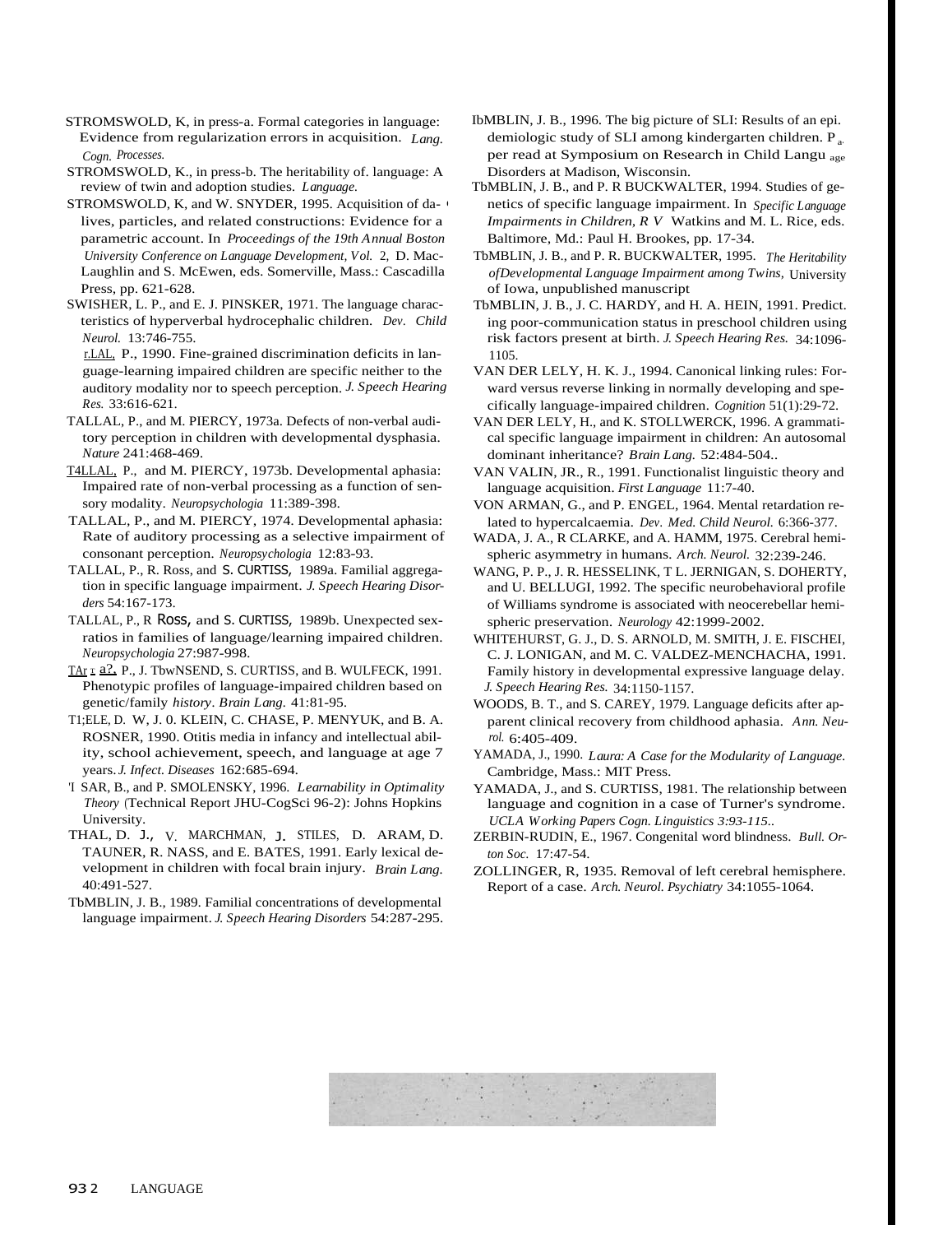STROMSWOLD, K, in press-a. Formal categories in language: Evidence from regularization errors in acquisition. *Lang. Cogn. Processes.*

STROMSWOLD, K., in press-b. The heritability of. language: A review of twin and adoption studies. *Language.*

STROMSWOLD, K, and W. SNYDER, 1995. Acquisition of datives, particles, and related constructions: Evidence for a parametric account. In *Proceedings of the 19th Annual Boston University Conference on Language Development, Vol.* 2, D. MacLaughlin and S. McEwen, eds. Somerville, Mass.: Cascadilla Press, pp. 621-628.

SWISHER, L. P., and E. J. PINSKER, 1971. The language characteristics of hyperverbal hydrocephalic children. *Dev. Child Neurol.* 13:746-755.

TALLAL, P., 1990. Fine-grained discrimination deficits in language-learning impaired children are specific neither to the auditory modality nor to speech perception. *J. Speech Hearing Res.* 33:616-621.

TALLAL, P., and M. PIERCY, 1973a. Defects of non-verbal auditory perception in children with developmental dysphasia. *Nature* 241:468-469.

TALLAL, P., and M. PIERCY, 1973b. Developmental aphasia: Impaired rate of non-verbal processing as a function of sensory modality. *Neuropsychologia* 11:389-398.

TALLAL, P., and M. PIERCY, 1974. Developmental aphasia: Rate of auditory processing as a selective impairment of consonant perception. *Neuropsychologia* 12:83-93.

TALLAL, P., R. Ross, and S. CURTISS, 1989a. Familial aggregation in specific language impairment. *J. Speech Hearing Disorders* 54:167-173.

TALLAL, P., R Ross, and S. CURTISS, 1989b. Unexpected sex-ratios in families of language/learning impaired children. *Neuropsychologia* 27:987-998.

TALLAL, P., J. TOWNSEND, S. CURTISS, and B. WULFECK, 1991. Phenotypic profiles of language-impaired children based on genetic/family *history*. *Brain Lang.* 41:81-95.

TEELE, D. W, J. O. KLEIN, C. CHASE, P. MENYUK, and B. A. ROSNER, 1990. Otitis media in infancy and intellectual ability, school achievement, speech, and language at age 7 years. *J. Infect. Diseases* 162:685-694.

TESAR, B., and P. SMOLENSKY, 1996. *Learnability in Optimality Theory* (Technical Report JHU-CogSci 96-2): Johns Hopkins University.

THAL, D. J., V. MARCHMAN, J. STILES, D. ARAM, D. TAUNER, R. NASS, and E. BATES, 1991. Early lexical development in children with focal brain injury. *Brain Lang.* 40:491-527.

TOMBLIN, J. B., 1989. Familial concentrations of developmental language impairment. *J. Speech Hearing Disorders* 54:287-295.

TOMBLIN, J. B., 1996. The big picture of SLI: Results of an epidemiologic study of SLI among kindergarten children. Paper read at Symposium on Research in Child Language Disorders at Madison, Wisconsin.

TOMBLIN, J. B., and P. R BUCKWALTER, 1994. Studies of genetics of specific language impairment. In *Specific Language Impairments in Children, R V* Watkins and M. L. Rice, eds. Baltimore, Md.: Paul H. Brookes, pp. 17-34.

TOMBLIN, J. B., and P. R. BUCKWALTER, 1995. *The Heritability of Developmental Language Impairment among Twins,* University of Iowa, unpublished manuscript

TOMBLIN, J. B., J. C. HARDY, and H. A. HEIN, 1991. Predicting poor-communication status in preschool children using risk factors present at birth. *J. Speech Hearing Res.* 34:1096-1105.

VAN DER LELY, H. K. J., 1994. Canonical linking rules: Forward versus reverse linking in normally developing and specifically language-impaired children. *Cognition* 51(1):29-72.

VAN DER LELY, H., and K. STOLLWERCK, 1996. A grammatical specific language impairment in children: An autosomal dominant inheritance? *Brain Lang.* 52:484-504..

VAN VALIN, JR., R., 1991. Functionalist linguistic theory and language acquisition. *First Language* 11:7-40.

VON ARMAN, G., and P. ENGEL, 1964. Mental retardation related to hypercalcaemia. *Dev. Med. Child Neurol.* 6:366-377.

WADA, J. A., R CLARKE, and A. HAMM, 1975. Cerebral hemispheric asymmetry in humans. *Arch. Neurol.* 32:239-246.

WANG, P. P., J. R. HESSELINK, T L. JERNIGAN, S. DOHERTY, and U. BELLUGI, 1992. The specific neurobehavioral profile of Williams syndrome is associated with neocerebellar hemispheric preservation. *Neurology* 42:1999-2002.

WHITEHURST, G. J., D. S. ARNOLD, M. SMITH, J. E. FISCHEI, C. J. LONIGAN, and M. C. VALDEZ-MENCHACHA, 1991. Family history in developmental expressive language delay. *J. Speech Hearing Res.* 34:1150-1157.

WOODS, B. T., and S. CAREY, 1979. Language deficits after apparent clinical recovery from childhood aphasia. *Ann. Neurol.* 6:405-409.

YAMADA, J., 1990. *Laura: A Case for the Modularity of Language.* Cambridge, Mass.: MIT Press.

YAMADA, J., and S. CURTISS, 1981. The relationship between language and cognition in a case of Turner's syndrome. *UCLA Working Papers Cogn. Linguistics 3:93-115..*

ZERBIN-RUDIN, E., 1967. Congenital word blindness. *Bull. Orton Soc.* 17:47-54.

ZOLLINGER, R, 1935. Removal of left cerebral hemisphere. Report of a case. *Arch. Neurol. Psychiatry* 34:1055-1064.